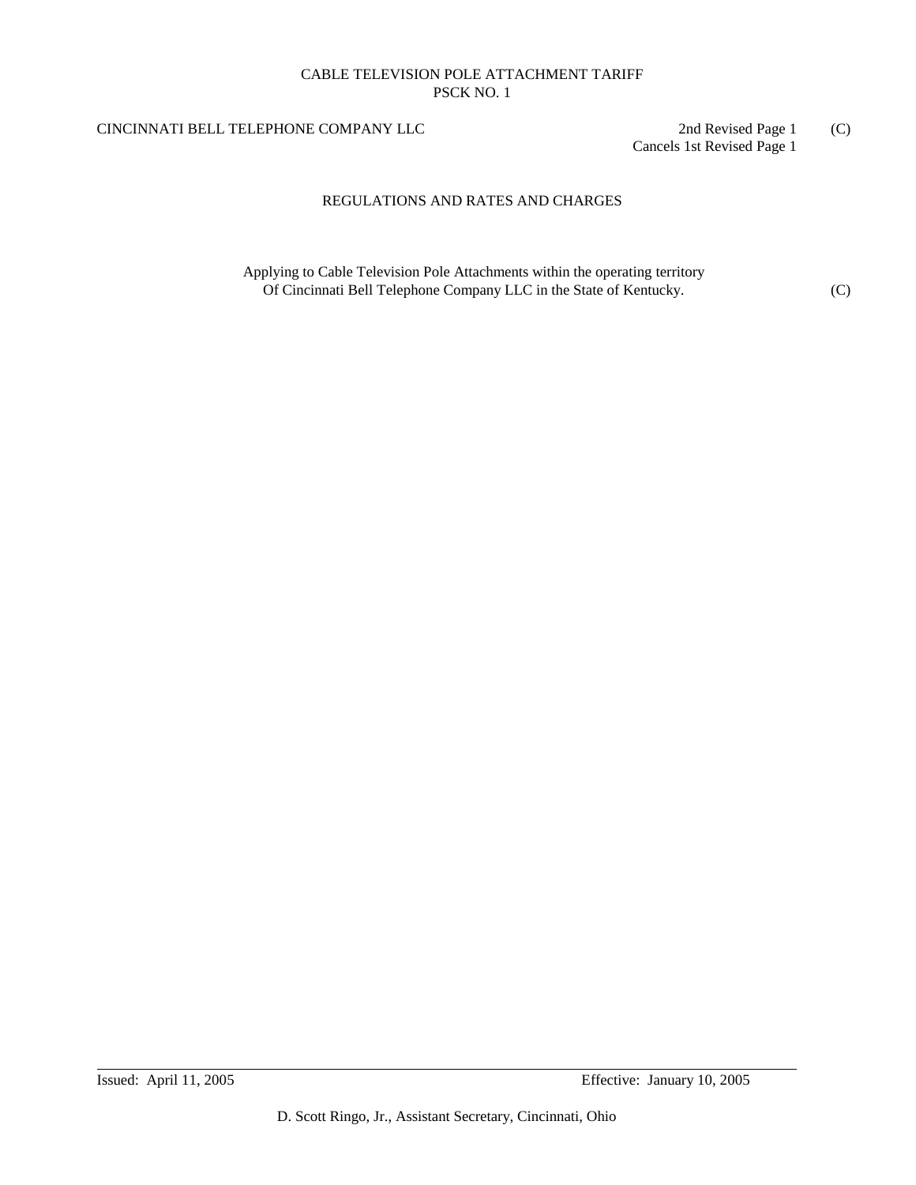# CABLE TELEVISION POLE ATTACHMENT TARIFF
## PSCK NO. 1

CINCINNATI BELL TELEPHONE COMPANY LLC

2nd Revised Page 1 (C)
Cancels 1st Revised Page 1

## REGULATIONS AND RATES AND CHARGES

Applying to Cable Television Pole Attachments within the operating territory Of Cincinnati Bell Telephone Company LLC in the State of Kentucky. (C)

Issued: April 11, 2005

Effective: January 10, 2005

D. Scott Ringo, Jr., Assistant Secretary, Cincinnati, Ohio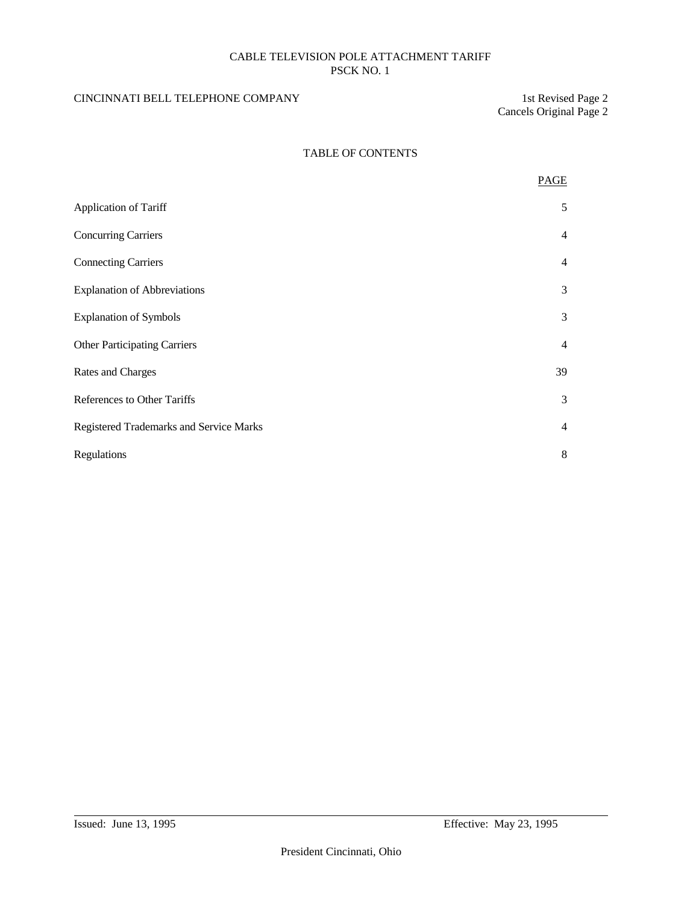CINCINNATI BELL TELEPHONE COMPANY

1st Revised Page 2
Cancels Original Page 2

## TABLE OF CONTENTS

| | PAGE |
|---|---|
| Application of Tariff | 5 |
| Concurring Carriers | 4 |
| Connecting Carriers | 4 |
| Explanation of Abbreviations | 3 |
| Explanation of Symbols | 3 |
| Other Participating Carriers | 4 |
| Rates and Charges | 39 |
| References to Other Tariffs | 3 |
| Registered Trademarks and Service Marks | 4 |
| Regulations | 8 |

Issued: June 13, 1995

Effective: May 23, 1995

President Cincinnati, Ohio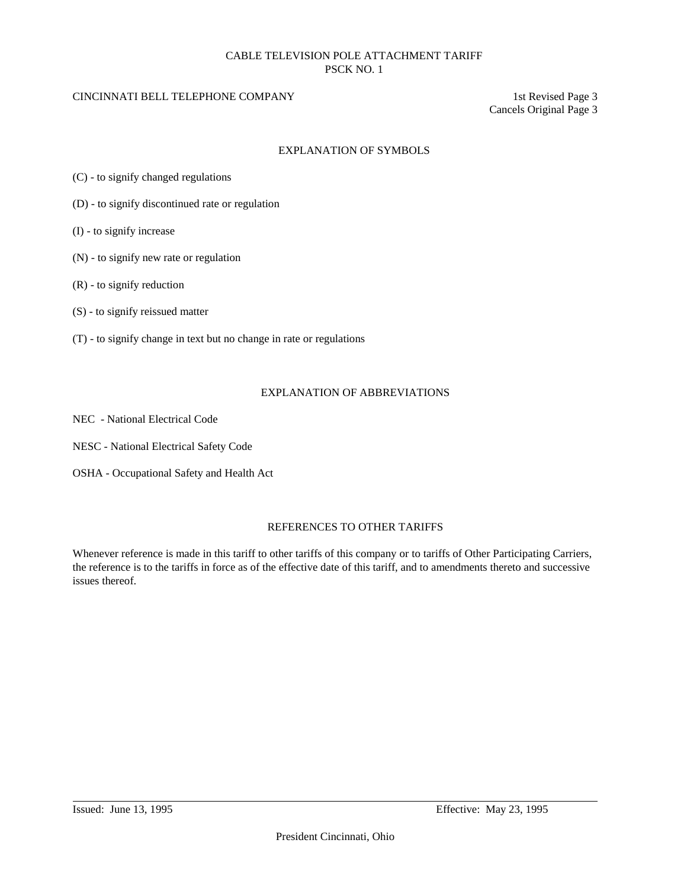## EXPLANATION OF SYMBOLS

(C) - to signify changed regulations

(D) - to signify discontinued rate or regulation

(I) - to signify increase

(N) - to signify new rate or regulation

(R) - to signify reduction

(S) - to signify reissued matter

(T) - to signify change in text but no change in rate or regulations

## EXPLANATION OF ABBREVIATIONS

NEC - National Electrical Code

NESC - National Electrical Safety Code

OSHA - Occupational Safety and Health Act

## REFERENCES TO OTHER TARIFFS

Whenever reference is made in this tariff to other tariffs of this company or to tariffs of Other Participating Carriers, the reference is to the tariffs in force as of the effective date of this tariff, and to amendments thereto and successive issues thereof.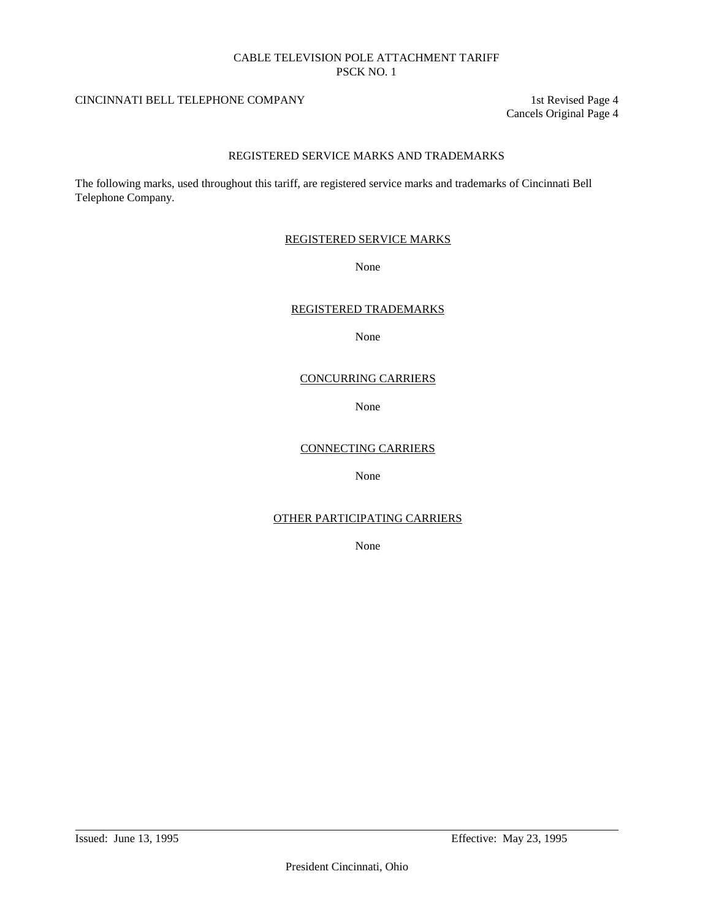CINCINNATI BELL TELEPHONE COMPANY

1st Revised Page 4
Cancels Original Page 4

## REGISTERED SERVICE MARKS AND TRADEMARKS

The following marks, used throughout this tariff, are registered service marks and trademarks of Cincinnati Bell Telephone Company.

### REGISTERED SERVICE MARKS

None

### REGISTERED TRADEMARKS

None

### CONCURRING CARRIERS

None

### CONNECTING CARRIERS

None

### OTHER PARTICIPATING CARRIERS

None

Issued: June 13, 1995

Effective: May 23, 1995

President Cincinnati, Ohio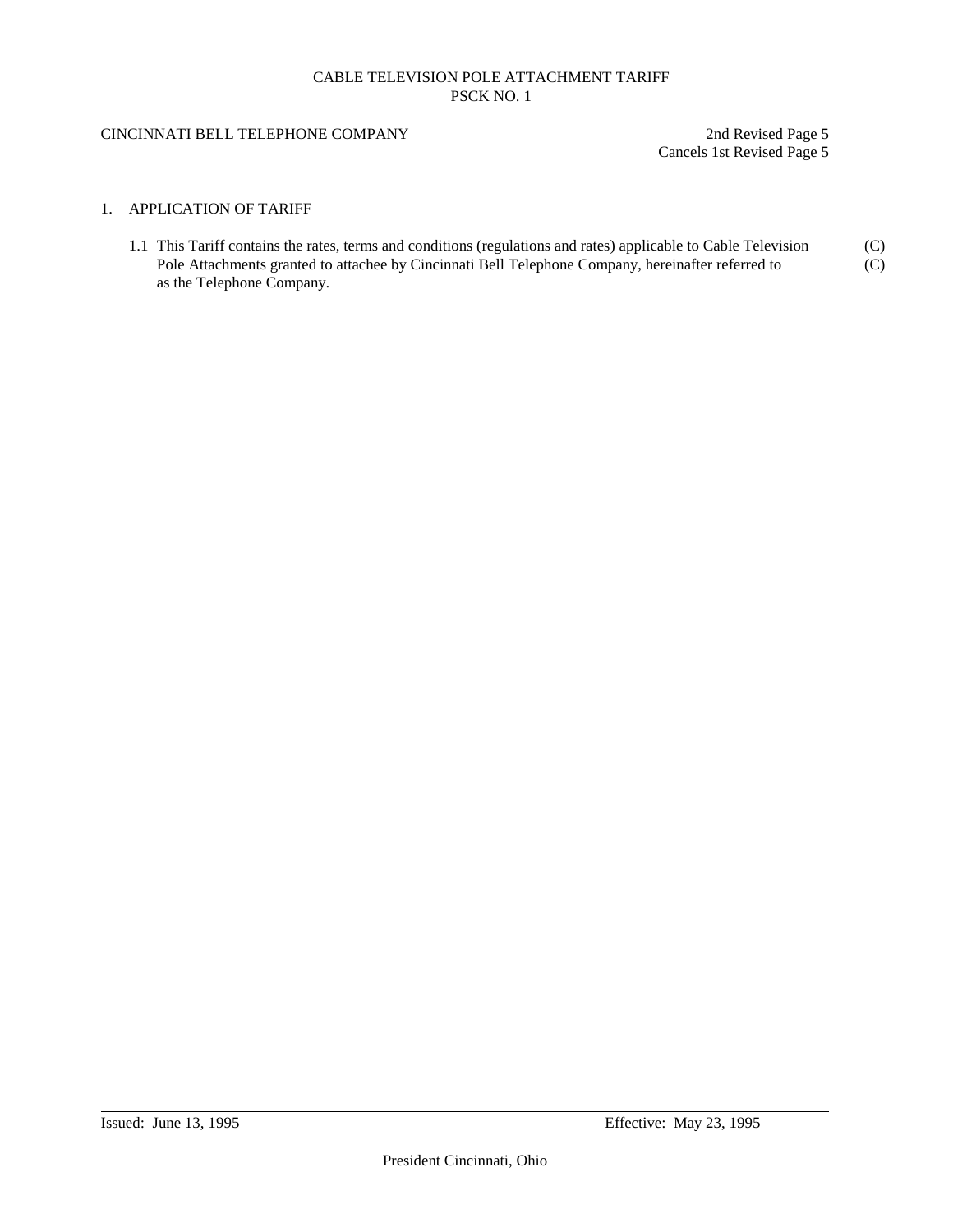## 1. APPLICATION OF TARIFF

1.1 This Tariff contains the rates, terms and conditions (regulations and rates) applicable to Cable Television Pole Attachments granted to attachee by Cincinnati Bell Telephone Company, hereinafter referred to as the Telephone Company. (C) (C)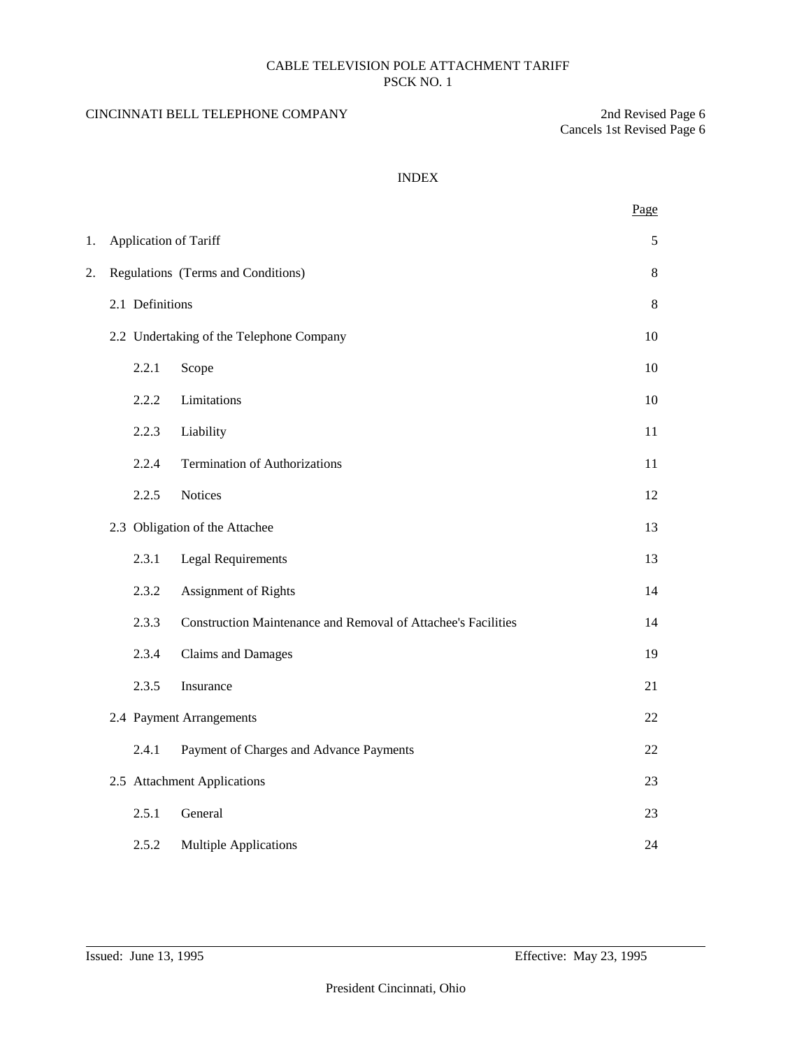CABLE TELEVISION POLE ATTACHMENT TARIFF
PSCK NO. 1

CINCINNATI BELL TELEPHONE COMPANY

2nd Revised Page 6
Cancels 1st Revised Page 6

# INDEX

| | | | Page |
|---|---|---|---|
| 1. | Application of Tariff | | 5 |
| 2. | Regulations (Terms and Conditions) | | 8 |
| | 2.1 Definitions | | 8 |
| | 2.2 Undertaking of the Telephone Company | | 10 |
| | 2.2.1 | Scope | 10 |
| | 2.2.2 | Limitations | 10 |
| | 2.2.3 | Liability | 11 |
| | 2.2.4 | Termination of Authorizations | 11 |
| | 2.2.5 | Notices | 12 |
| | 2.3 Obligation of the Attachee | | 13 |
| | 2.3.1 | Legal Requirements | 13 |
| | 2.3.2 | Assignment of Rights | 14 |
| | 2.3.3 | Construction Maintenance and Removal of Attachee's Facilities | 14 |
| | 2.3.4 | Claims and Damages | 19 |
| | 2.3.5 | Insurance | 21 |
| | 2.4 Payment Arrangements | | 22 |
| | 2.4.1 | Payment of Charges and Advance Payments | 22 |
| | 2.5 Attachment Applications | | 23 |
| | 2.5.1 | General | 23 |
| | 2.5.2 | Multiple Applications | 24 |

Issued: June 13, 1995

Effective: May 23, 1995

President Cincinnati, Ohio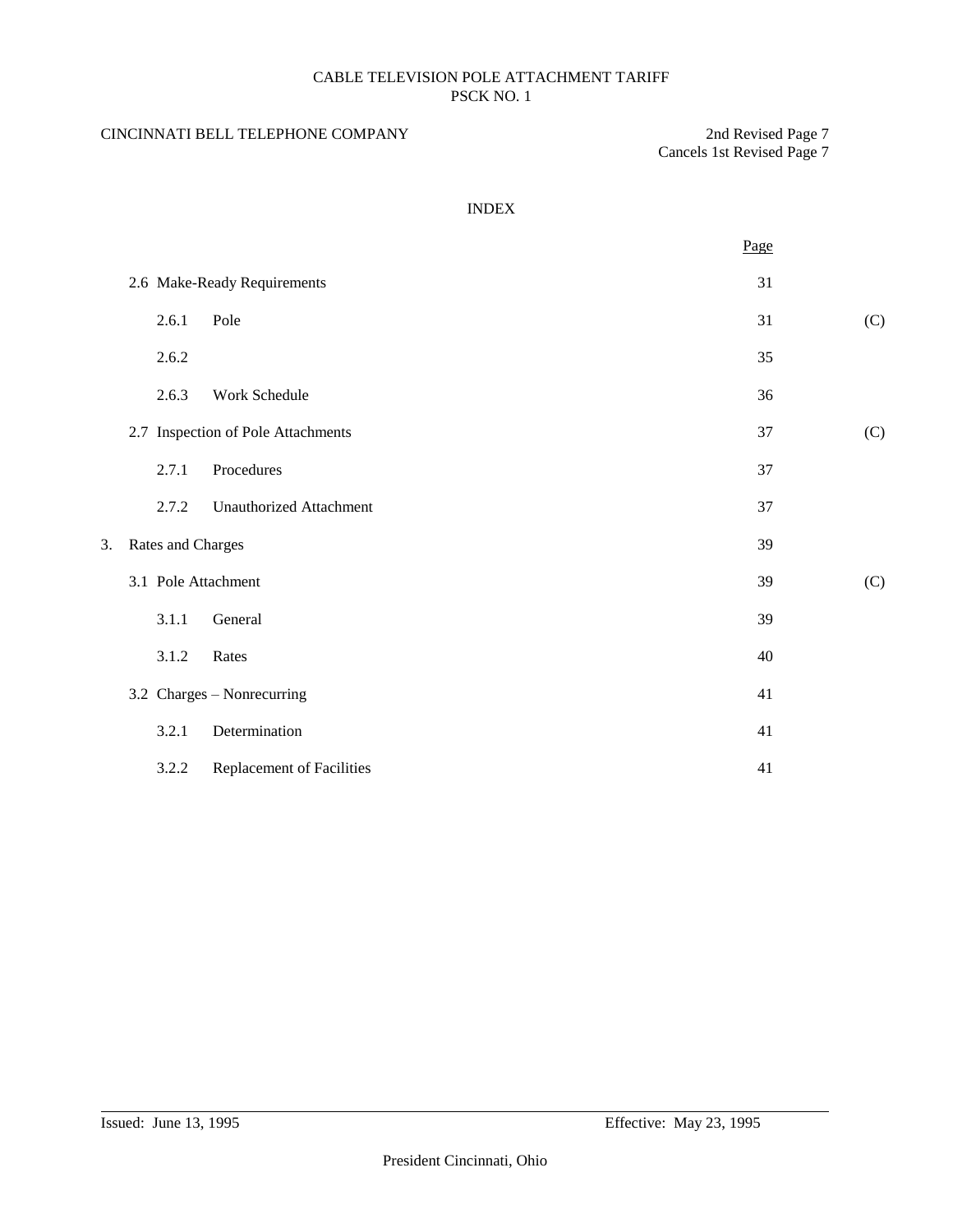CABLE TELEVISION POLE ATTACHMENT TARIFF
PSCK NO. 1

CINCINNATI BELL TELEPHONE COMPANY

2nd Revised Page 7
Cancels 1st Revised Page 7

INDEX

| | | | Page | |
|---|---|---|---|---|
| | 2.6 Make-Ready Requirements | | 31 | |
| | 2.6.1 | Pole | 31 | (C) |
| | 2.6.2 | | 35 | |
| | 2.6.3 | Work Schedule | 36 | |
| | 2.7 Inspection of Pole Attachments | | 37 | (C) |
| | 2.7.1 | Procedures | 37 | |
| | 2.7.2 | Unauthorized Attachment | 37 | |
| 3. | Rates and Charges | | 39 | |
| | 3.1 Pole Attachment | | 39 | (C) |
| | 3.1.1 | General | 39 | |
| | 3.1.2 | Rates | 40 | |
| | 3.2 Charges – Nonrecurring | | 41 | |
| | 3.2.1 | Determination | 41 | |
| | 3.2.2 | Replacement of Facilities | 41 | |

Issued: June 13, 1995

Effective: May 23, 1995

President Cincinnati, Ohio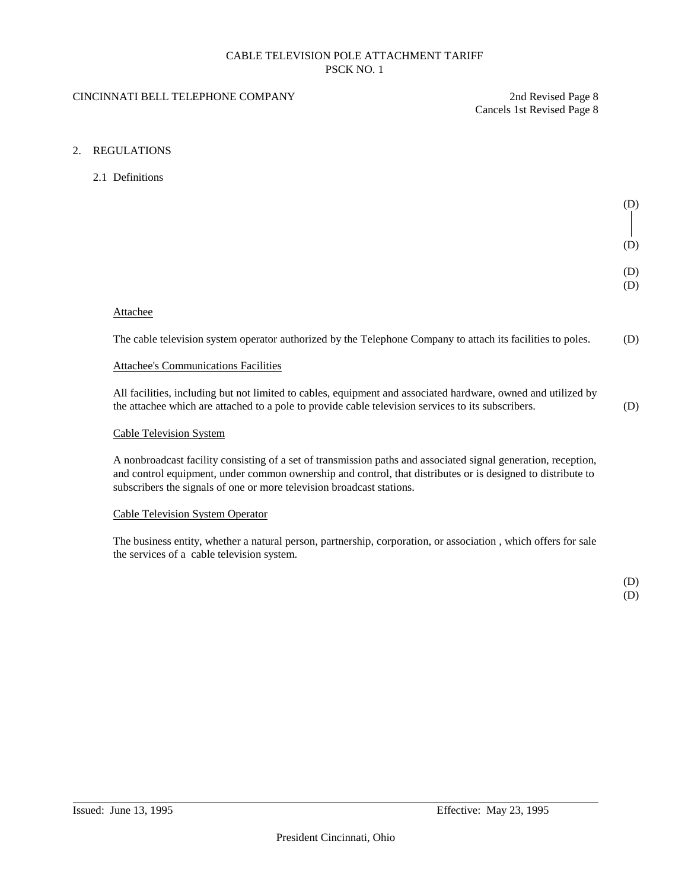CABLE TELEVISION POLE ATTACHMENT TARIFF
PSCK NO. 1

CINCINNATI BELL TELEPHONE COMPANY

2nd Revised Page 8
Cancels 1st Revised Page 8

## 2. REGULATIONS

### 2.1 Definitions

(D)

(D)

(D)
(D)

Attachee

The cable television system operator authorized by the Telephone Company to attach its facilities to poles. (D)

Attachee's Communications Facilities

All facilities, including but not limited to cables, equipment and associated hardware, owned and utilized by the attachee which are attached to a pole to provide cable television services to its subscribers. (D)

Cable Television System

A nonbroadcast facility consisting of a set of transmission paths and associated signal generation, reception, and control equipment, under common ownership and control, that distributes or is designed to distribute to subscribers the signals of one or more television broadcast stations.

Cable Television System Operator

The business entity, whether a natural person, partnership, corporation, or association , which offers for sale the services of a cable television system.

(D)
(D)

Issued: June 13, 1995

Effective: May 23, 1995

President Cincinnati, Ohio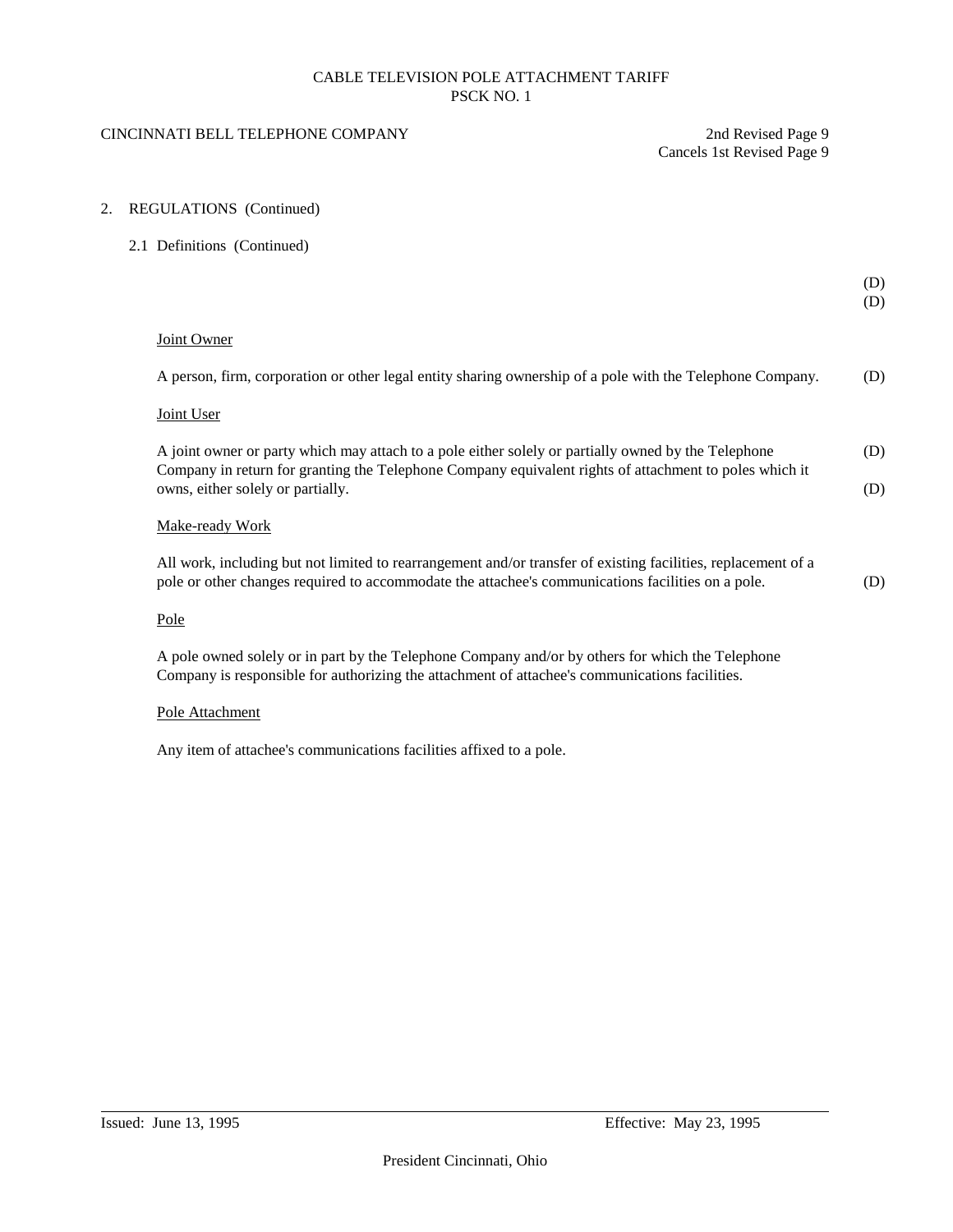CABLE TELEVISION POLE ATTACHMENT TARIFF
PSCK NO. 1

CINCINNATI BELL TELEPHONE COMPANY

2nd Revised Page 9
Cancels 1st Revised Page 9

## 2. REGULATIONS (Continued)

### 2.1 Definitions (Continued)

(D)
(D)

Joint Owner

A person, firm, corporation or other legal entity sharing ownership of a pole with the Telephone Company. (D)

Joint User

A joint owner or party which may attach to a pole either solely or partially owned by the Telephone Company in return for granting the Telephone Company equivalent rights of attachment to poles which it owns, either solely or partially. (D)
(D)

Make-ready Work

All work, including but not limited to rearrangement and/or transfer of existing facilities, replacement of a pole or other changes required to accommodate the attachee's communications facilities on a pole. (D)

Pole

A pole owned solely or in part by the Telephone Company and/or by others for which the Telephone Company is responsible for authorizing the attachment of attachee's communications facilities.

Pole Attachment

Any item of attachee's communications facilities affixed to a pole.

Issued: June 13, 1995

Effective: May 23, 1995

President Cincinnati, Ohio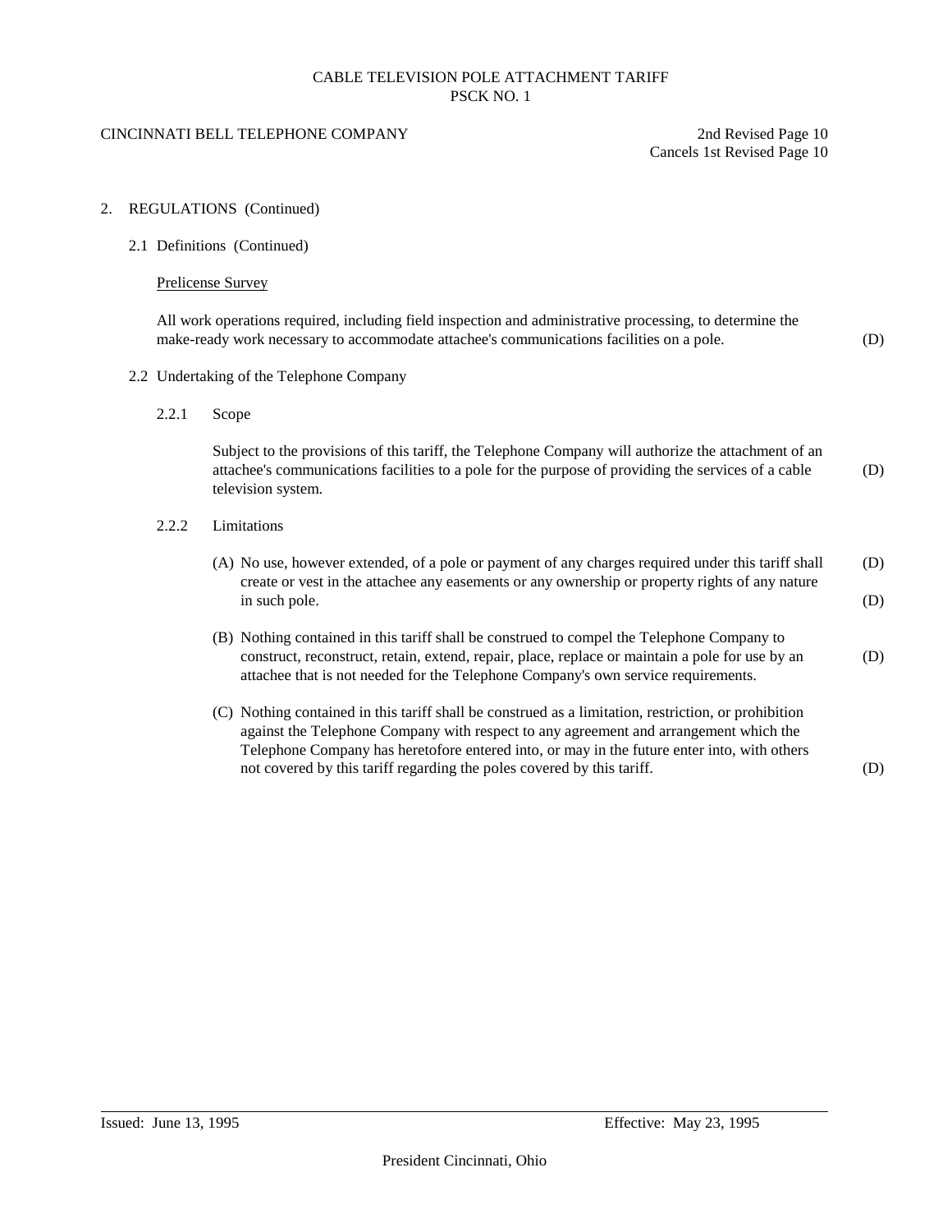CABLE TELEVISION POLE ATTACHMENT TARIFF
PSCK NO. 1

CINCINNATI BELL TELEPHONE COMPANY

2nd Revised Page 10
Cancels 1st Revised Page 10

## 2. REGULATIONS (Continued)

### 2.1 Definitions (Continued)

Prelicense Survey

All work operations required, including field inspection and administrative processing, to determine the make-ready work necessary to accommodate attachee's communications facilities on a pole. (D)

### 2.2 Undertaking of the Telephone Company

#### 2.2.1 Scope

Subject to the provisions of this tariff, the Telephone Company will authorize the attachment of an attachee's communications facilities to a pole for the purpose of providing the services of a cable television system. (D)

#### 2.2.2 Limitations

(A) No use, however extended, of a pole or payment of any charges required under this tariff shall create or vest in the attachee any easements or any ownership or property rights of any nature in such pole. (D) (D)

(B) Nothing contained in this tariff shall be construed to compel the Telephone Company to construct, reconstruct, retain, extend, repair, place, replace or maintain a pole for use by an attachee that is not needed for the Telephone Company's own service requirements. (D)

(C) Nothing contained in this tariff shall be construed as a limitation, restriction, or prohibition against the Telephone Company with respect to any agreement and arrangement which the Telephone Company has heretofore entered into, or may in the future enter into, with others not covered by this tariff regarding the poles covered by this tariff. (D)

Issued: June 13, 1995

Effective: May 23, 1995

President Cincinnati, Ohio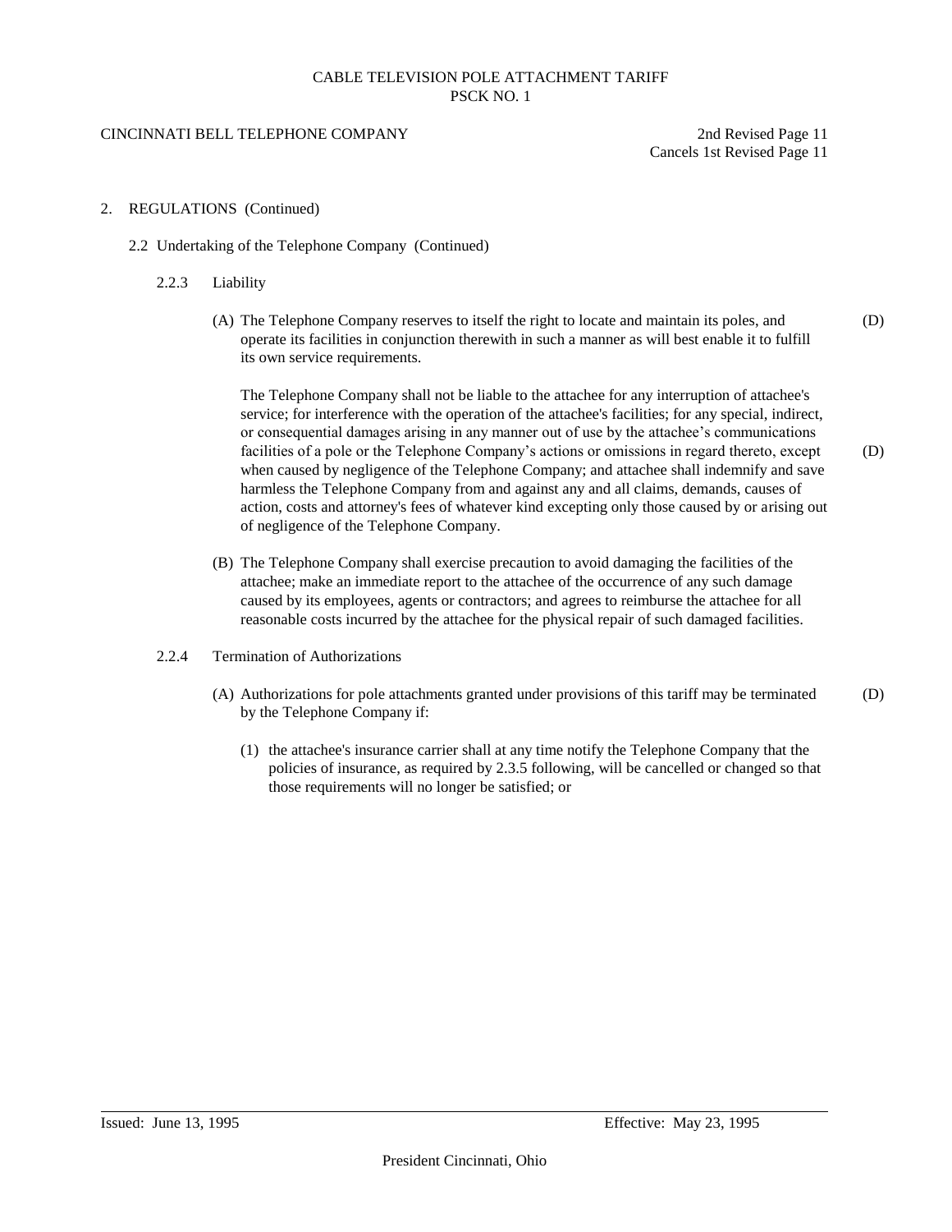2. REGULATIONS (Continued)

2.2 Undertaking of the Telephone Company (Continued)

2.2.3 Liability

(A) The Telephone Company reserves to itself the right to locate and maintain its poles, and operate its facilities in conjunction therewith in such a manner as will best enable it to fulfill its own service requirements. (D)

The Telephone Company shall not be liable to the attachee for any interruption of attachee's service; for interference with the operation of the attachee's facilities; for any special, indirect, or consequential damages arising in any manner out of use by the attachee's communications facilities of a pole or the Telephone Company's actions or omissions in regard thereto, except when caused by negligence of the Telephone Company; and attachee shall indemnify and save harmless the Telephone Company from and against any and all claims, demands, causes of action, costs and attorney's fees of whatever kind excepting only those caused by or arising out of negligence of the Telephone Company. (D)

(B) The Telephone Company shall exercise precaution to avoid damaging the facilities of the attachee; make an immediate report to the attachee of the occurrence of any such damage caused by its employees, agents or contractors; and agrees to reimburse the attachee for all reasonable costs incurred by the attachee for the physical repair of such damaged facilities.

2.2.4 Termination of Authorizations

(A) Authorizations for pole attachments granted under provisions of this tariff may be terminated by the Telephone Company if: (D)

(1) the attachee's insurance carrier shall at any time notify the Telephone Company that the policies of insurance, as required by 2.3.5 following, will be cancelled or changed so that those requirements will no longer be satisfied; or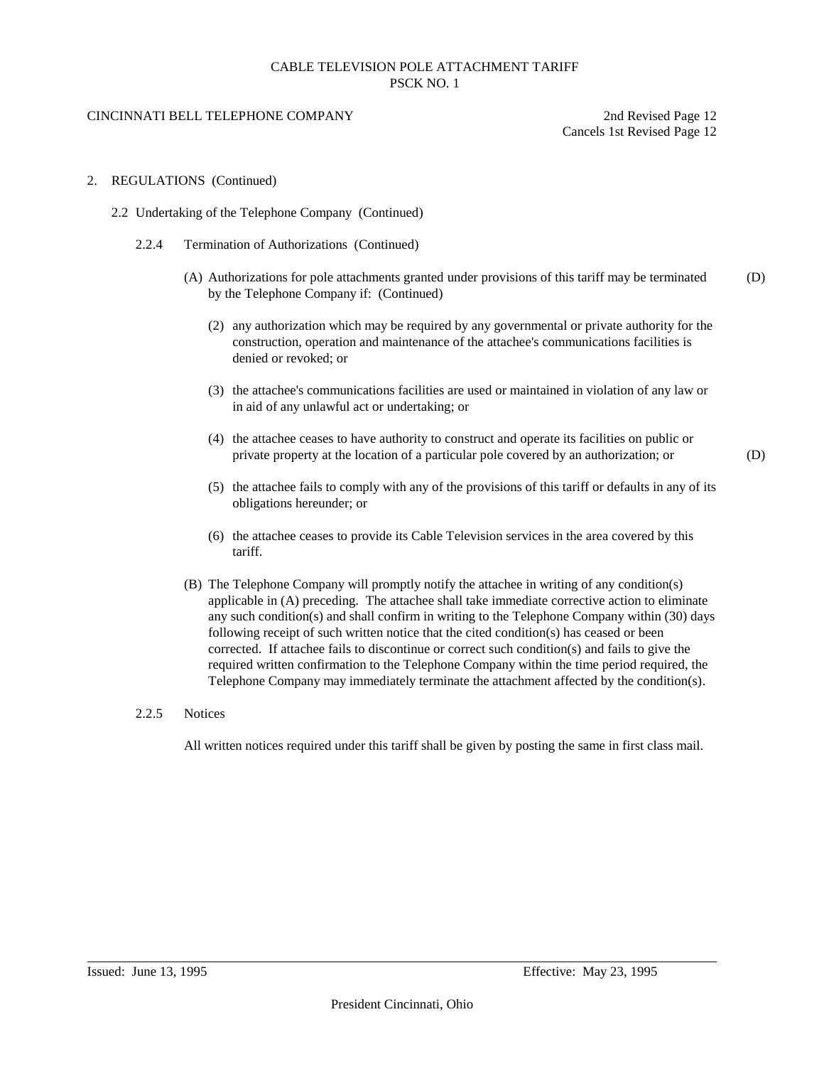CABLE TELEVISION POLE ATTACHMENT TARIFF
PSCK NO. 1

CINCINNATI BELL TELEPHONE COMPANY

2nd Revised Page 12
Cancels 1st Revised Page 12

2. REGULATIONS (Continued)

2.2 Undertaking of the Telephone Company (Continued)

2.2.4 Termination of Authorizations (Continued)

(A) Authorizations for pole attachments granted under provisions of this tariff may be terminated by the Telephone Company if: (Continued) (D)

(2) any authorization which may be required by any governmental or private authority for the construction, operation and maintenance of the attachee's communications facilities is denied or revoked; or

(3) the attachee's communications facilities are used or maintained in violation of any law or in aid of any unlawful act or undertaking; or

(4) the attachee ceases to have authority to construct and operate its facilities on public or private property at the location of a particular pole covered by an authorization; or (D)

(5) the attachee fails to comply with any of the provisions of this tariff or defaults in any of its obligations hereunder; or

(6) the attachee ceases to provide its Cable Television services in the area covered by this tariff.

(B) The Telephone Company will promptly notify the attachee in writing of any condition(s) applicable in (A) preceding. The attachee shall take immediate corrective action to eliminate any such condition(s) and shall confirm in writing to the Telephone Company within (30) days following receipt of such written notice that the cited condition(s) has ceased or been corrected. If attachee fails to discontinue or correct such condition(s) and fails to give the required written confirmation to the Telephone Company within the time period required, the Telephone Company may immediately terminate the attachment affected by the condition(s).

2.2.5 Notices

All written notices required under this tariff shall be given by posting the same in first class mail.

Issued: June 13, 1995 Effective: May 23, 1995

President Cincinnati, Ohio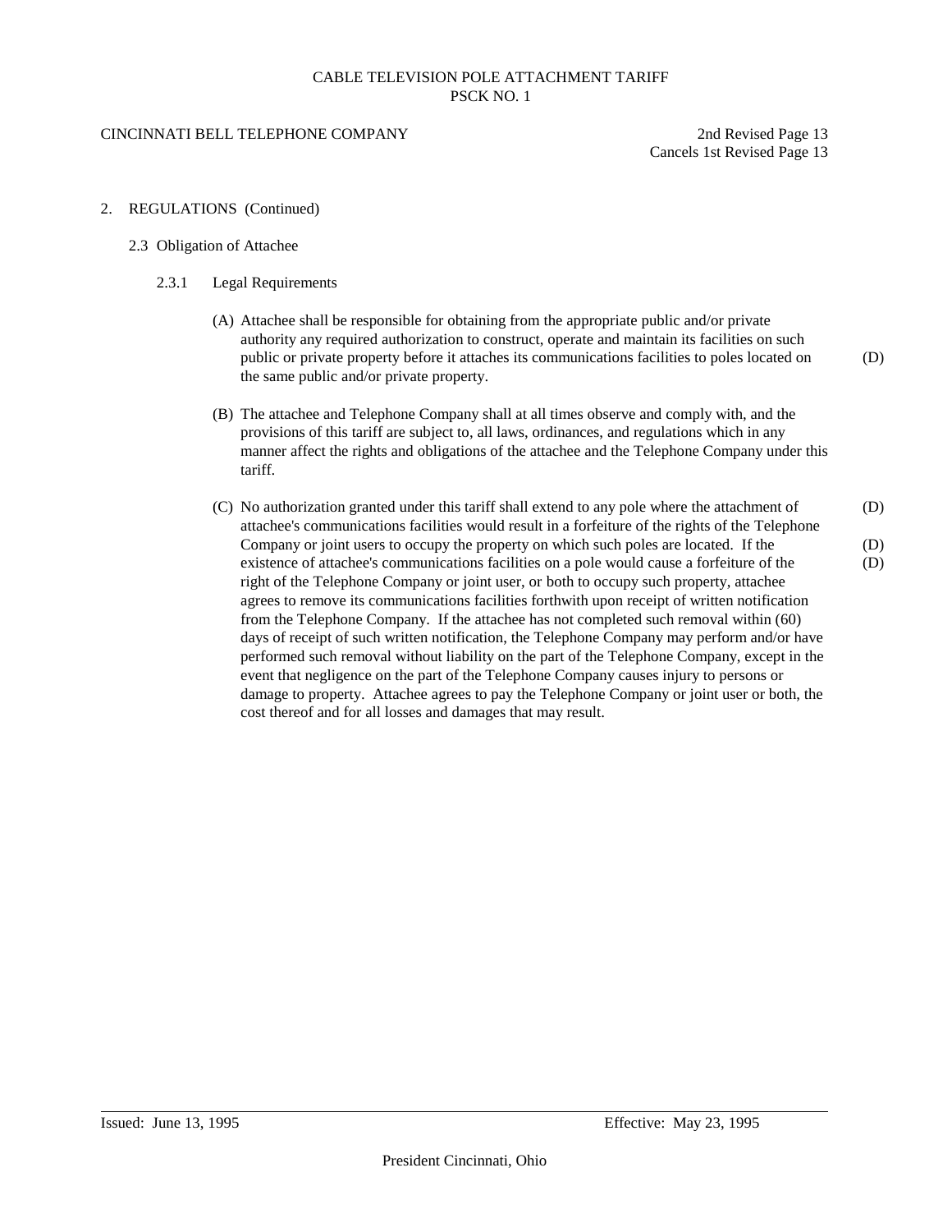CABLE TELEVISION POLE ATTACHMENT TARIFF
PSCK NO. 1

CINCINNATI BELL TELEPHONE COMPANY

2nd Revised Page 13
Cancels 1st Revised Page 13

## 2. REGULATIONS (Continued)

### 2.3 Obligation of Attachee

#### 2.3.1 Legal Requirements

(A) Attachee shall be responsible for obtaining from the appropriate public and/or private authority any required authorization to construct, operate and maintain its facilities on such public or private property before it attaches its communications facilities to poles located on the same public and/or private property. (D)

(B) The attachee and Telephone Company shall at all times observe and comply with, and the provisions of this tariff are subject to, all laws, ordinances, and regulations which in any manner affect the rights and obligations of the attachee and the Telephone Company under this tariff.

(C) No authorization granted under this tariff shall extend to any pole where the attachment of attachee's communications facilities would result in a forfeiture of the rights of the Telephone Company or joint users to occupy the property on which such poles are located. If the existence of attachee's communications facilities on a pole would cause a forfeiture of the right of the Telephone Company or joint user, or both to occupy such property, attachee agrees to remove its communications facilities forthwith upon receipt of written notification from the Telephone Company. If the attachee has not completed such removal within (60) days of receipt of such written notification, the Telephone Company may perform and/or have performed such removal without liability on the part of the Telephone Company, except in the event that negligence on the part of the Telephone Company causes injury to persons or damage to property. Attachee agrees to pay the Telephone Company or joint user or both, the cost thereof and for all losses and damages that may result. (D) (D) (D)

Issued: June 13, 1995

Effective: May 23, 1995

President Cincinnati, Ohio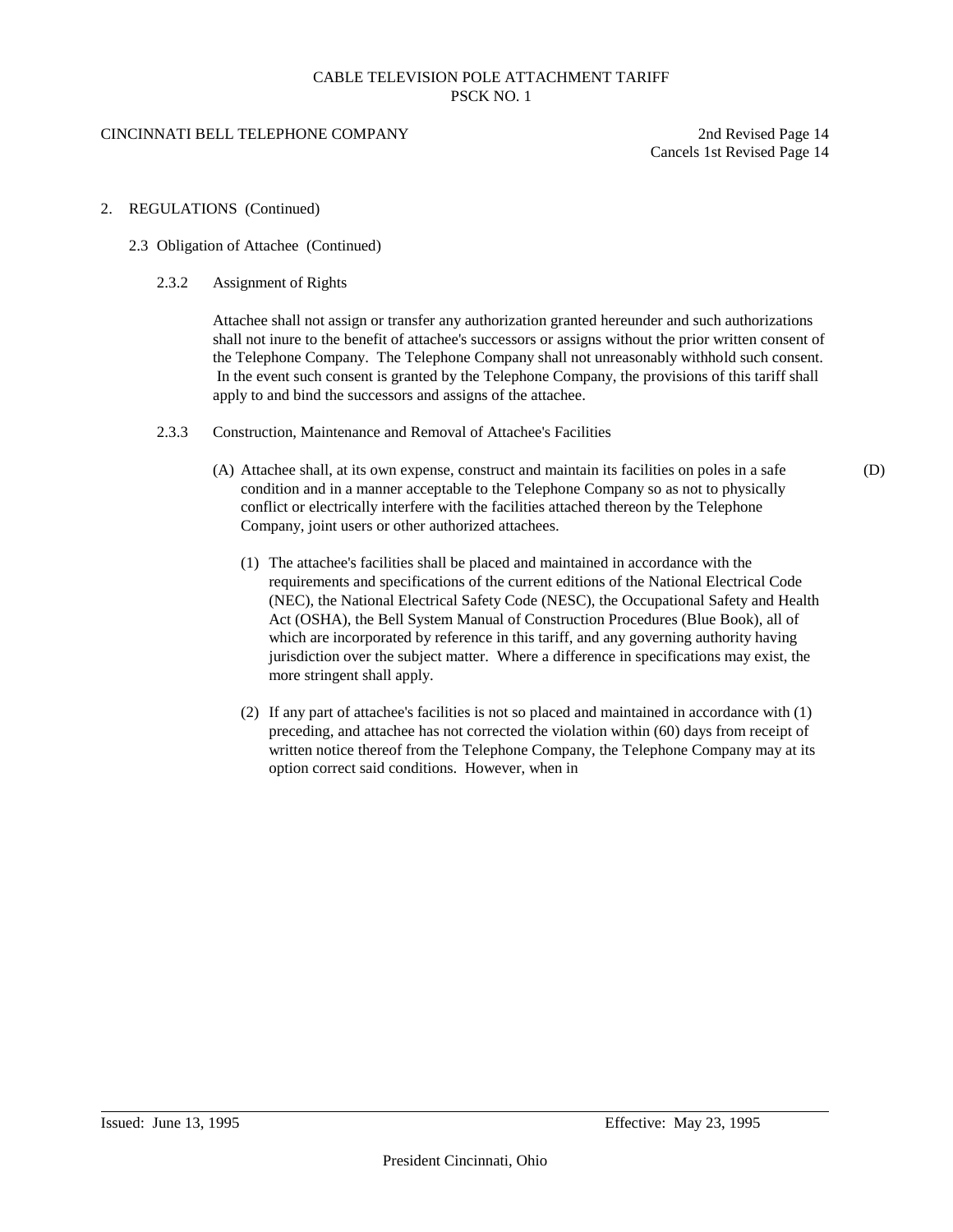2. REGULATIONS (Continued)

2.3 Obligation of Attachee (Continued)

2.3.2 Assignment of Rights

Attachee shall not assign or transfer any authorization granted hereunder and such authorizations shall not inure to the benefit of attachee's successors or assigns without the prior written consent of the Telephone Company. The Telephone Company shall not unreasonably withhold such consent. In the event such consent is granted by the Telephone Company, the provisions of this tariff shall apply to and bind the successors and assigns of the attachee.

2.3.3 Construction, Maintenance and Removal of Attachee's Facilities

(A) Attachee shall, at its own expense, construct and maintain its facilities on poles in a safe condition and in a manner acceptable to the Telephone Company so as not to physically conflict or electrically interfere with the facilities attached thereon by the Telephone Company, joint users or other authorized attachees. (D)

(1) The attachee's facilities shall be placed and maintained in accordance with the requirements and specifications of the current editions of the National Electrical Code (NEC), the National Electrical Safety Code (NESC), the Occupational Safety and Health Act (OSHA), the Bell System Manual of Construction Procedures (Blue Book), all of which are incorporated by reference in this tariff, and any governing authority having jurisdiction over the subject matter. Where a difference in specifications may exist, the more stringent shall apply.

(2) If any part of attachee's facilities is not so placed and maintained in accordance with (1) preceding, and attachee has not corrected the violation within (60) days from receipt of written notice thereof from the Telephone Company, the Telephone Company may at its option correct said conditions. However, when in

Issued: June 13, 1995 Effective: May 23, 1995

President Cincinnati, Ohio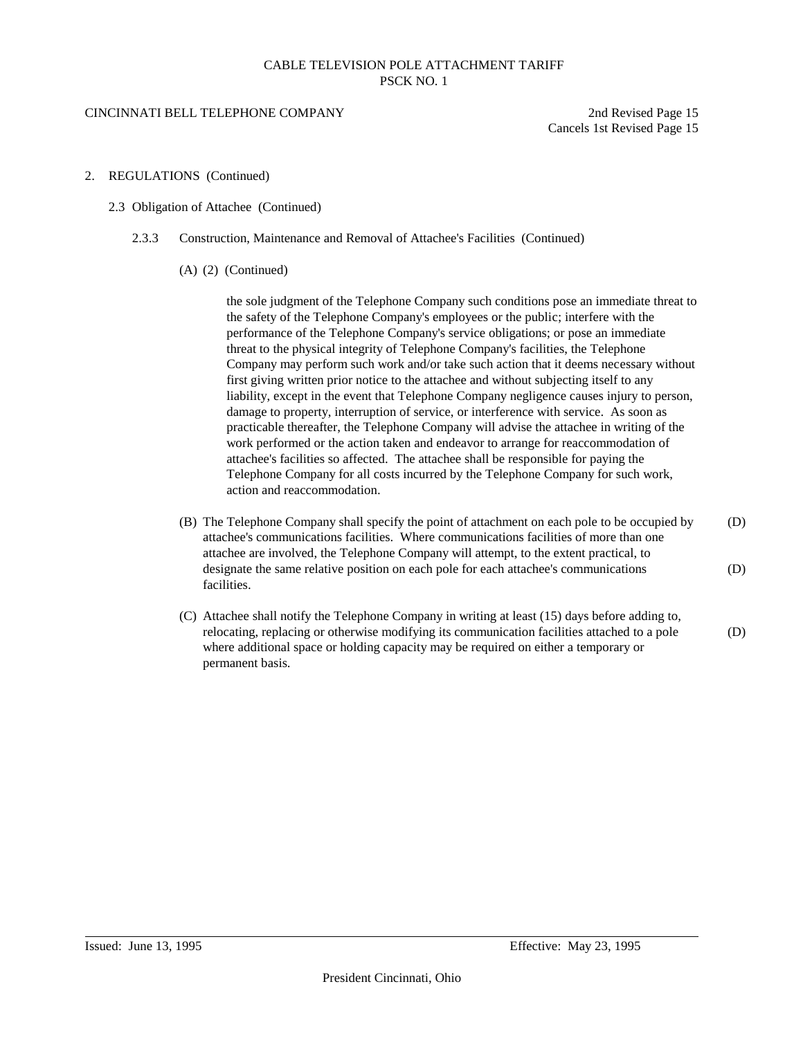2. REGULATIONS (Continued)

2.3 Obligation of Attachee (Continued)

2.3.3 Construction, Maintenance and Removal of Attachee's Facilities (Continued)

(A) (2) (Continued)

the sole judgment of the Telephone Company such conditions pose an immediate threat to the safety of the Telephone Company's employees or the public; interfere with the performance of the Telephone Company's service obligations; or pose an immediate threat to the physical integrity of Telephone Company's facilities, the Telephone Company may perform such work and/or take such action that it deems necessary without first giving written prior notice to the attachee and without subjecting itself to any liability, except in the event that Telephone Company negligence causes injury to person, damage to property, interruption of service, or interference with service. As soon as practicable thereafter, the Telephone Company will advise the attachee in writing of the work performed or the action taken and endeavor to arrange for reaccommodation of attachee's facilities so affected. The attachee shall be responsible for paying the Telephone Company for all costs incurred by the Telephone Company for such work, action and reaccommodation.

(B) The Telephone Company shall specify the point of attachment on each pole to be occupied by attachee's communications facilities. Where communications facilities of more than one attachee are involved, the Telephone Company will attempt, to the extent practical, to designate the same relative position on each pole for each attachee's communications facilities. (D) (D)

(C) Attachee shall notify the Telephone Company in writing at least (15) days before adding to, relocating, replacing or otherwise modifying its communication facilities attached to a pole where additional space or holding capacity may be required on either a temporary or permanent basis. (D)

Issued: June 13, 1995 Effective: May 23, 1995

President Cincinnati, Ohio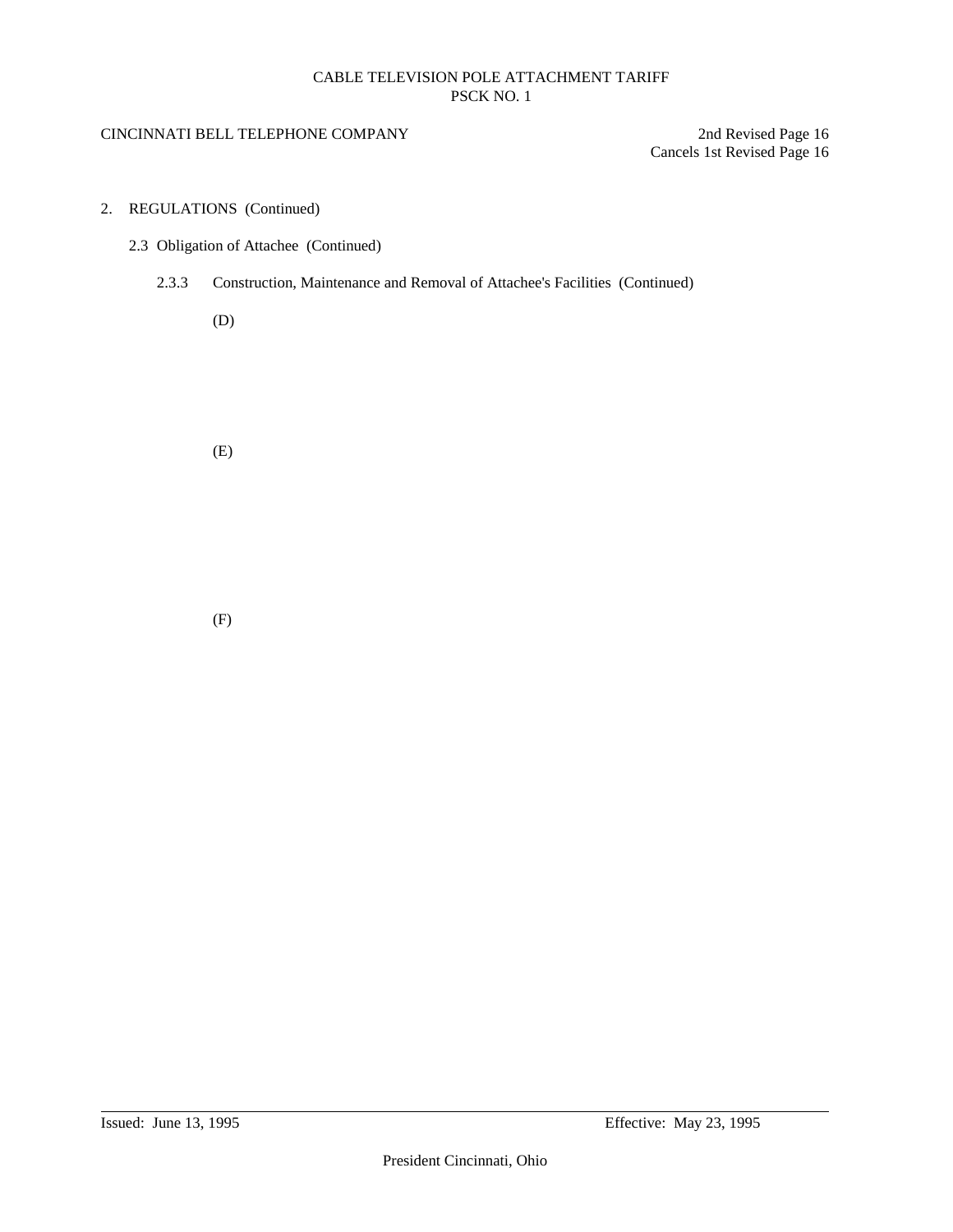2. REGULATIONS (Continued)

2.3 Obligation of Attachee (Continued)

2.3.3 Construction, Maintenance and Removal of Attachee's Facilities (Continued)

(D)

(E)

(F)

Issued: June 13, 1995

Effective: May 23, 1995

President Cincinnati, Ohio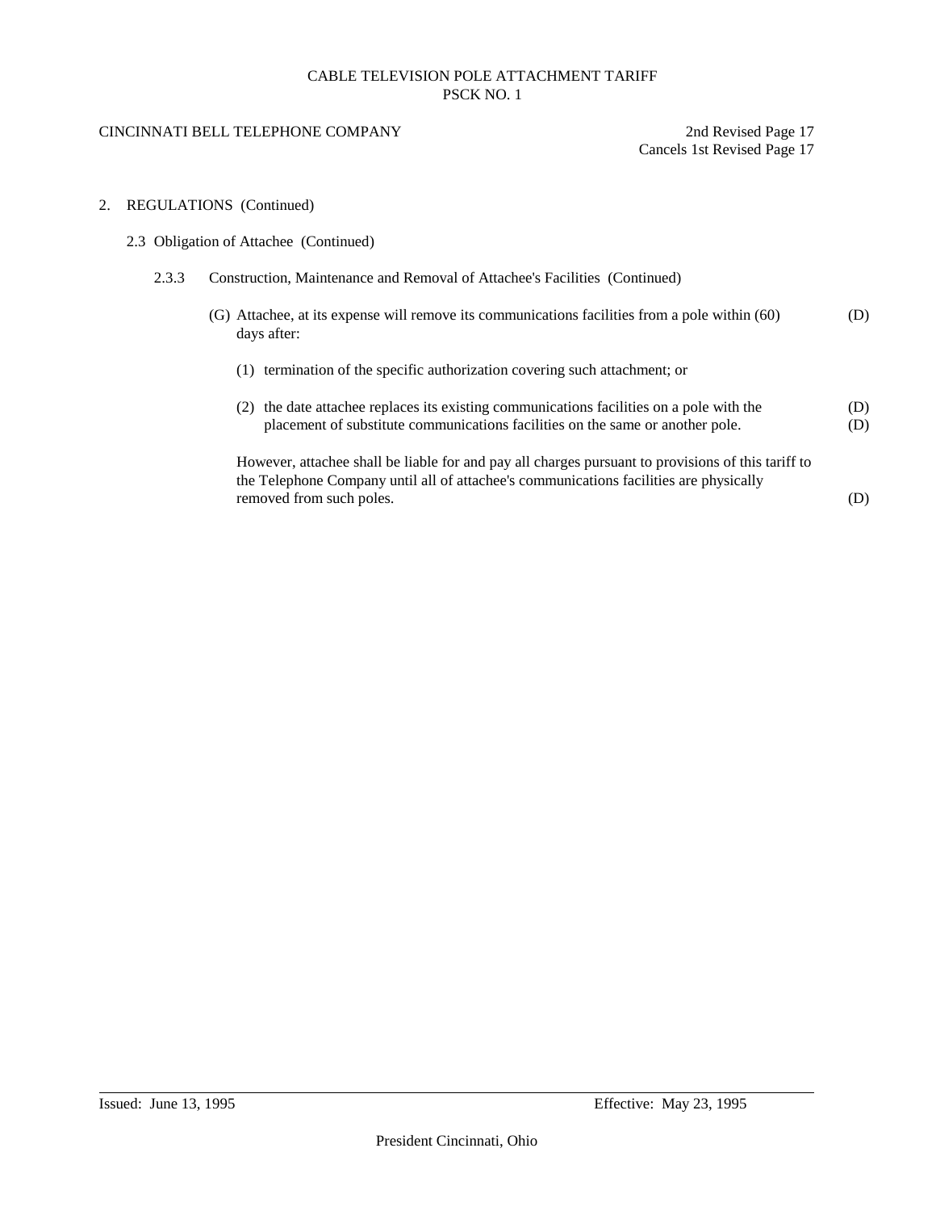CABLE TELEVISION POLE ATTACHMENT TARIFF
PSCK NO. 1

CINCINNATI BELL TELEPHONE COMPANY

2nd Revised Page 17
Cancels 1st Revised Page 17

2. REGULATIONS (Continued)

2.3 Obligation of Attachee (Continued)

2.3.3 Construction, Maintenance and Removal of Attachee's Facilities (Continued)

(G) Attachee, at its expense will remove its communications facilities from a pole within (60) days after: (D)

(1) termination of the specific authorization covering such attachment; or

(2) the date attachee replaces its existing communications facilities on a pole with the placement of substitute communications facilities on the same or another pole. (D) (D)

However, attachee shall be liable for and pay all charges pursuant to provisions of this tariff to the Telephone Company until all of attachee's communications facilities are physically removed from such poles. (D)

Issued: June 13, 1995

Effective: May 23, 1995

President Cincinnati, Ohio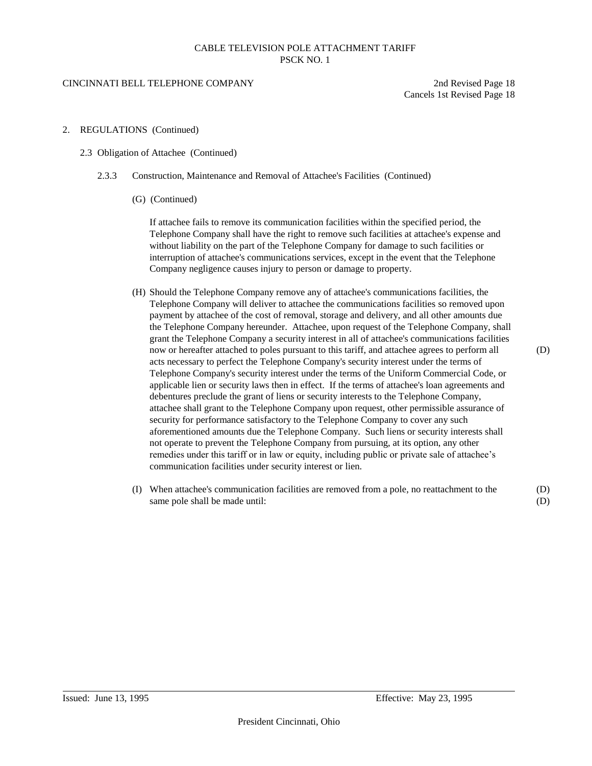2. REGULATIONS (Continued)

2.3 Obligation of Attachee (Continued)

2.3.3 Construction, Maintenance and Removal of Attachee's Facilities (Continued)

(G) (Continued)

If attachee fails to remove its communication facilities within the specified period, the Telephone Company shall have the right to remove such facilities at attachee's expense and without liability on the part of the Telephone Company for damage to such facilities or interruption of attachee's communications services, except in the event that the Telephone Company negligence causes injury to person or damage to property.

(H) Should the Telephone Company remove any of attachee's communications facilities, the Telephone Company will deliver to attachee the communications facilities so removed upon payment by attachee of the cost of removal, storage and delivery, and all other amounts due the Telephone Company hereunder. Attachee, upon request of the Telephone Company, shall grant the Telephone Company a security interest in all of attachee's communications facilities now or hereafter attached to poles pursuant to this tariff, and attachee agrees to perform all acts necessary to perfect the Telephone Company's security interest under the terms of Telephone Company's security interest under the terms of the Uniform Commercial Code, or applicable lien or security laws then in effect. If the terms of attachee's loan agreements and debentures preclude the grant of liens or security interests to the Telephone Company, attachee shall grant to the Telephone Company upon request, other permissible assurance of security for performance satisfactory to the Telephone Company to cover any such aforementioned amounts due the Telephone Company. Such liens or security interests shall not operate to prevent the Telephone Company from pursuing, at its option, any other remedies under this tariff or in law or equity, including public or private sale of attachee's communication facilities under security interest or lien. (D)

(I) When attachee's communication facilities are removed from a pole, no reattachment to the same pole shall be made until: (D) (D)

Issued: June 13, 1995 Effective: May 23, 1995

President Cincinnati, Ohio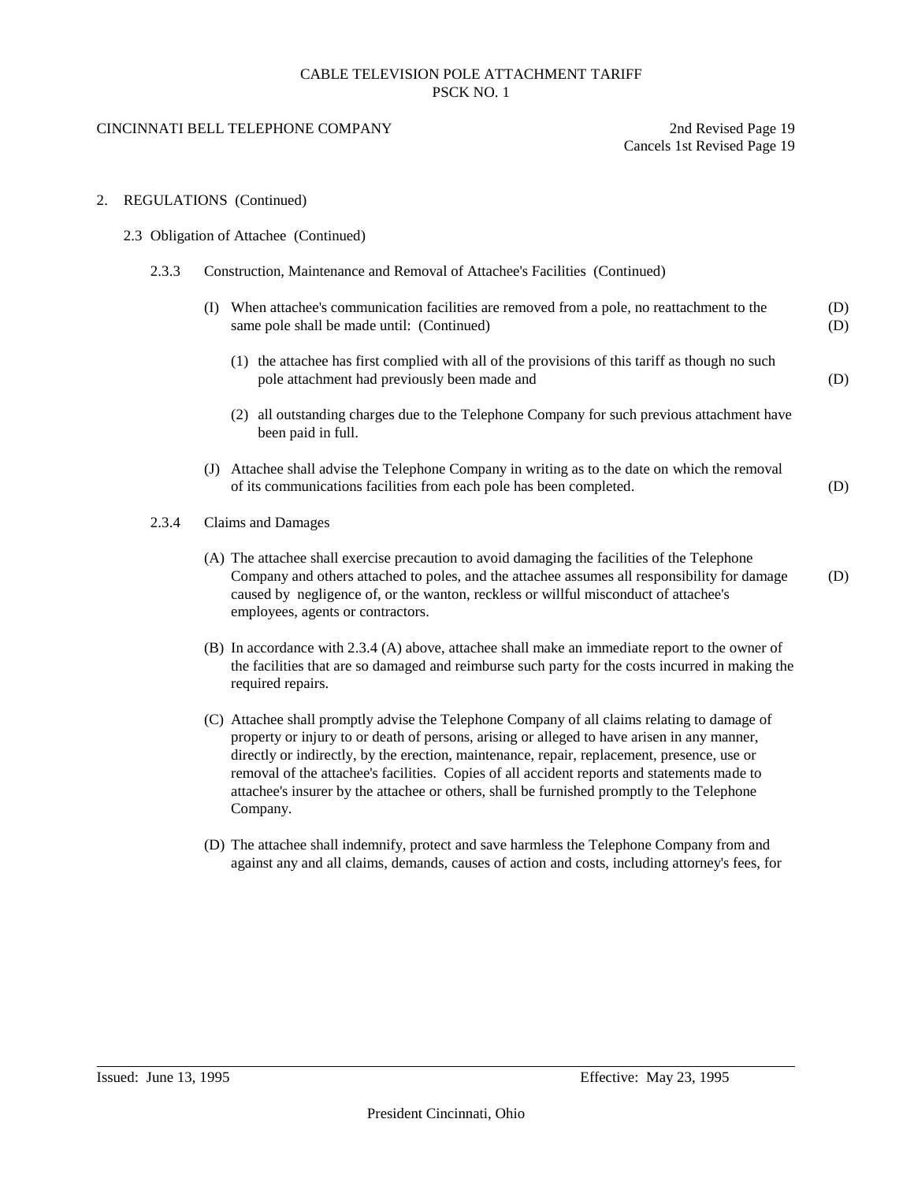2. REGULATIONS (Continued)

2.3 Obligation of Attachee (Continued)

2.3.3 Construction, Maintenance and Removal of Attachee's Facilities (Continued)

(I) When attachee's communication facilities are removed from a pole, no reattachment to the same pole shall be made until: (Continued) (D)

(1) the attachee has first complied with all of the provisions of this tariff as though no such pole attachment had previously been made and (D)

(2) all outstanding charges due to the Telephone Company for such previous attachment have been paid in full.

(J) Attachee shall advise the Telephone Company in writing as to the date on which the removal of its communications facilities from each pole has been completed. (D)

2.3.4 Claims and Damages

(A) The attachee shall exercise precaution to avoid damaging the facilities of the Telephone Company and others attached to poles, and the attachee assumes all responsibility for damage caused by negligence of, or the wanton, reckless or willful misconduct of attachee's employees, agents or contractors. (D)

(B) In accordance with 2.3.4 (A) above, attachee shall make an immediate report to the owner of the facilities that are so damaged and reimburse such party for the costs incurred in making the required repairs.

(C) Attachee shall promptly advise the Telephone Company of all claims relating to damage of property or injury to or death of persons, arising or alleged to have arisen in any manner, directly or indirectly, by the erection, maintenance, repair, replacement, presence, use or removal of the attachee's facilities. Copies of all accident reports and statements made to attachee's insurer by the attachee or others, shall be furnished promptly to the Telephone Company.

(D) The attachee shall indemnify, protect and save harmless the Telephone Company from and against any and all claims, demands, causes of action and costs, including attorney's fees, for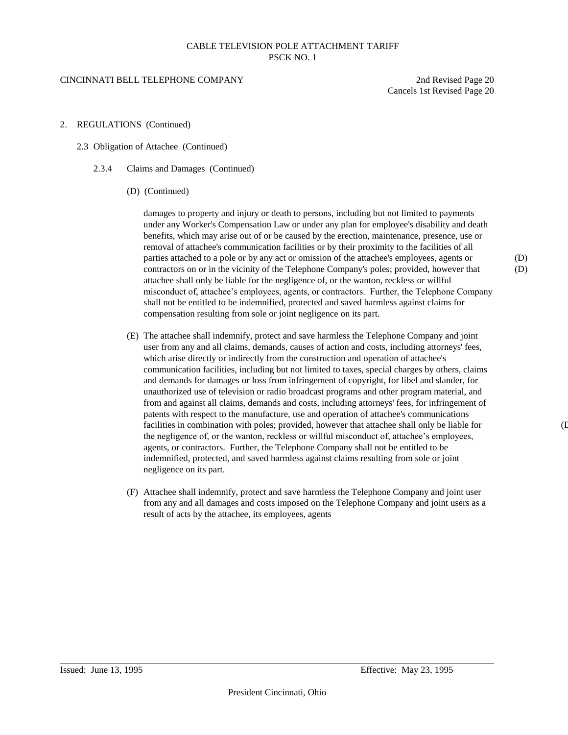CABLE TELEVISION POLE ATTACHMENT TARIFF
PSCK NO. 1

CINCINNATI BELL TELEPHONE COMPANY

2nd Revised Page 20
Cancels 1st Revised Page 20

2. REGULATIONS (Continued)

2.3 Obligation of Attachee (Continued)

2.3.4 Claims and Damages (Continued)

(D) (Continued)

damages to property and injury or death to persons, including but not limited to payments under any Worker's Compensation Law or under any plan for employee's disability and death benefits, which may arise out of or be caused by the erection, maintenance, presence, use or removal of attachee's communication facilities or by their proximity to the facilities of all parties attached to a pole or by any act or omission of the attachee's employees, agents or contractors on or in the vicinity of the Telephone Company's poles; provided, however that attachee shall only be liable for the negligence of, or the wanton, reckless or willful misconduct of, attachee's employees, agents, or contractors. Further, the Telephone Company shall not be entitled to be indemnified, protected and saved harmless against claims for compensation resulting from sole or joint negligence on its part. (D) (D)

(E) The attachee shall indemnify, protect and save harmless the Telephone Company and joint user from any and all claims, demands, causes of action and costs, including attorneys' fees, which arise directly or indirectly from the construction and operation of attachee's communication facilities, including but not limited to taxes, special charges by others, claims and demands for damages or loss from infringement of copyright, for libel and slander, for unauthorized use of television or radio broadcast programs and other program material, and from and against all claims, demands and costs, including attorneys' fees, for infringement of patents with respect to the manufacture, use and operation of attachee's communications facilities in combination with poles; provided, however that attachee shall only be liable for the negligence of, or the wanton, reckless or willful misconduct of, attachee's employees, agents, or contractors. Further, the Telephone Company shall not be entitled to be indemnified, protected, and saved harmless against claims resulting from sole or joint negligence on its part. (D

(F) Attachee shall indemnify, protect and save harmless the Telephone Company and joint user from any and all damages and costs imposed on the Telephone Company and joint users as a result of acts by the attachee, its employees, agents

Issued: June 13, 1995 Effective: May 23, 1995

President Cincinnati, Ohio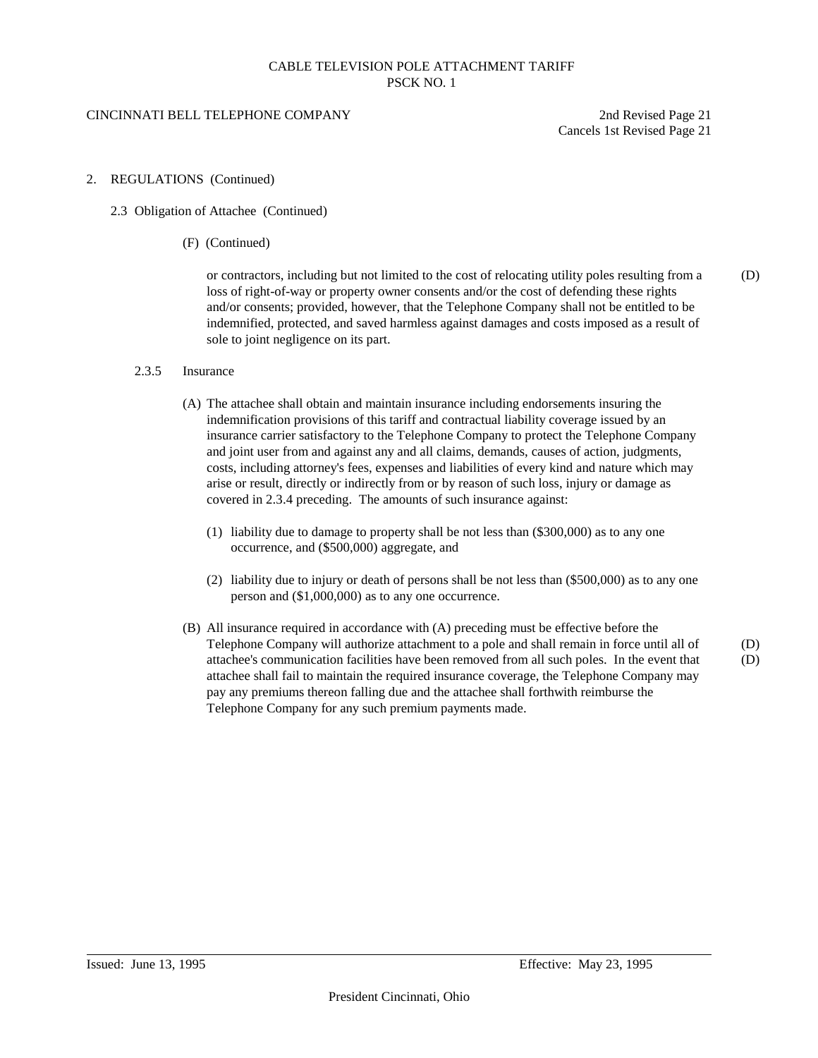2. REGULATIONS (Continued)

2.3 Obligation of Attachee (Continued)

(F) (Continued)

or contractors, including but not limited to the cost of relocating utility poles resulting from a loss of right-of-way or property owner consents and/or the cost of defending these rights and/or consents; provided, however, that the Telephone Company shall not be entitled to be indemnified, protected, and saved harmless against damages and costs imposed as a result of sole to joint negligence on its part. (D)

2.3.5 Insurance

(A) The attachee shall obtain and maintain insurance including endorsements insuring the indemnification provisions of this tariff and contractual liability coverage issued by an insurance carrier satisfactory to the Telephone Company to protect the Telephone Company and joint user from and against any and all claims, demands, causes of action, judgments, costs, including attorney's fees, expenses and liabilities of every kind and nature which may arise or result, directly or indirectly from or by reason of such loss, injury or damage as covered in 2.3.4 preceding. The amounts of such insurance against:

(1) liability due to damage to property shall be not less than ($300,000) as to any one occurrence, and ($500,000) aggregate, and

(2) liability due to injury or death of persons shall be not less than ($500,000) as to any one person and ($1,000,000) as to any one occurrence.

(B) All insurance required in accordance with (A) preceding must be effective before the Telephone Company will authorize attachment to a pole and shall remain in force until all of attachee's communication facilities have been removed from all such poles. In the event that attachee shall fail to maintain the required insurance coverage, the Telephone Company may pay any premiums thereon falling due and the attachee shall forthwith reimburse the Telephone Company for any such premium payments made. (D) (D)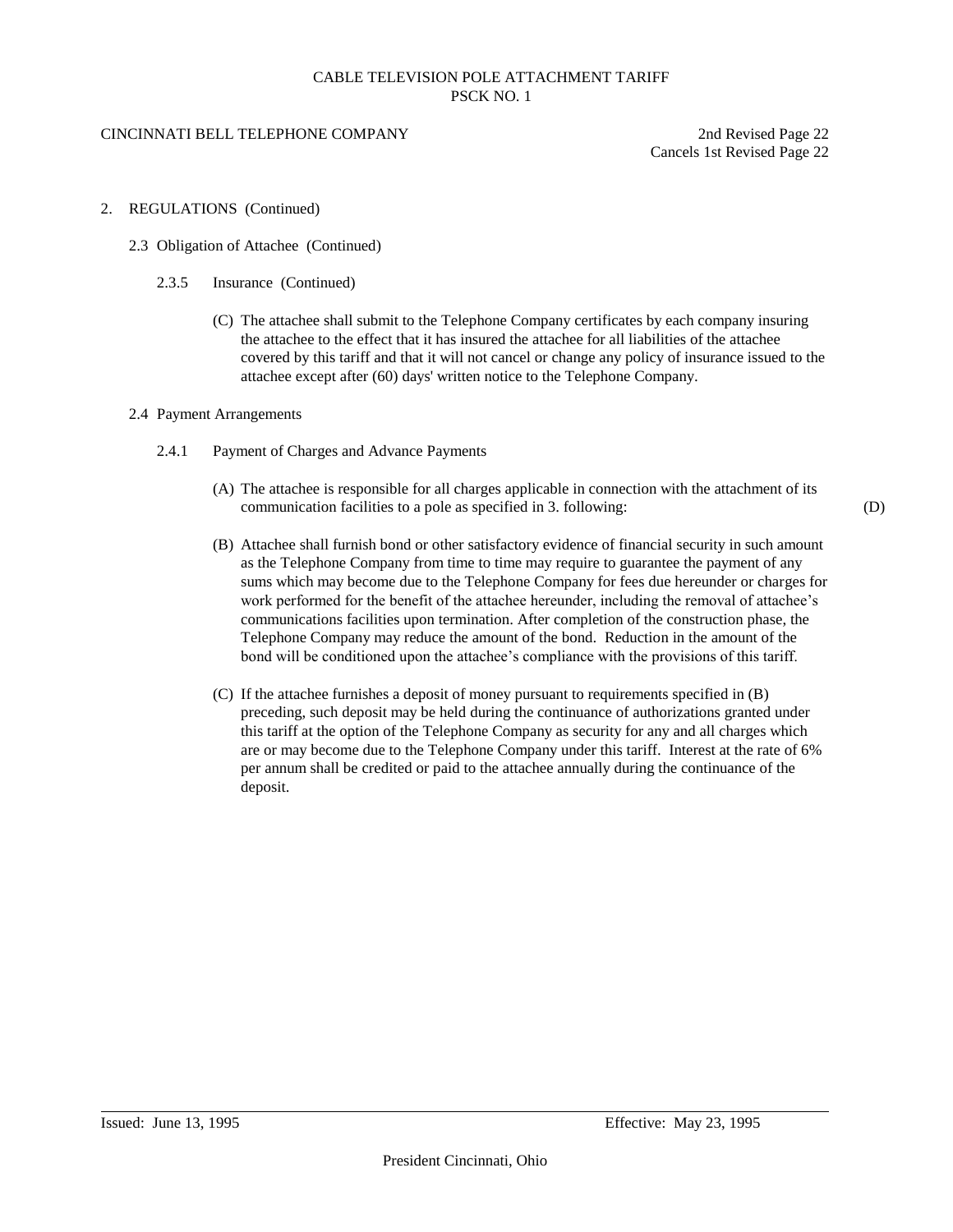2. REGULATIONS (Continued)

2.3 Obligation of Attachee (Continued)

2.3.5 Insurance (Continued)

(C) The attachee shall submit to the Telephone Company certificates by each company insuring the attachee to the effect that it has insured the attachee for all liabilities of the attachee covered by this tariff and that it will not cancel or change any policy of insurance issued to the attachee except after (60) days' written notice to the Telephone Company.

2.4 Payment Arrangements

2.4.1 Payment of Charges and Advance Payments

(A) The attachee is responsible for all charges applicable in connection with the attachment of its communication facilities to a pole as specified in 3. following: (D)

(B) Attachee shall furnish bond or other satisfactory evidence of financial security in such amount as the Telephone Company from time to time may require to guarantee the payment of any sums which may become due to the Telephone Company for fees due hereunder or charges for work performed for the benefit of the attachee hereunder, including the removal of attachee's communications facilities upon termination. After completion of the construction phase, the Telephone Company may reduce the amount of the bond. Reduction in the amount of the bond will be conditioned upon the attachee's compliance with the provisions of this tariff.

(C) If the attachee furnishes a deposit of money pursuant to requirements specified in (B) preceding, such deposit may be held during the continuance of authorizations granted under this tariff at the option of the Telephone Company as security for any and all charges which are or may become due to the Telephone Company under this tariff. Interest at the rate of 6% per annum shall be credited or paid to the attachee annually during the continuance of the deposit.

Issued: June 13, 1995 Effective: May 23, 1995

President Cincinnati, Ohio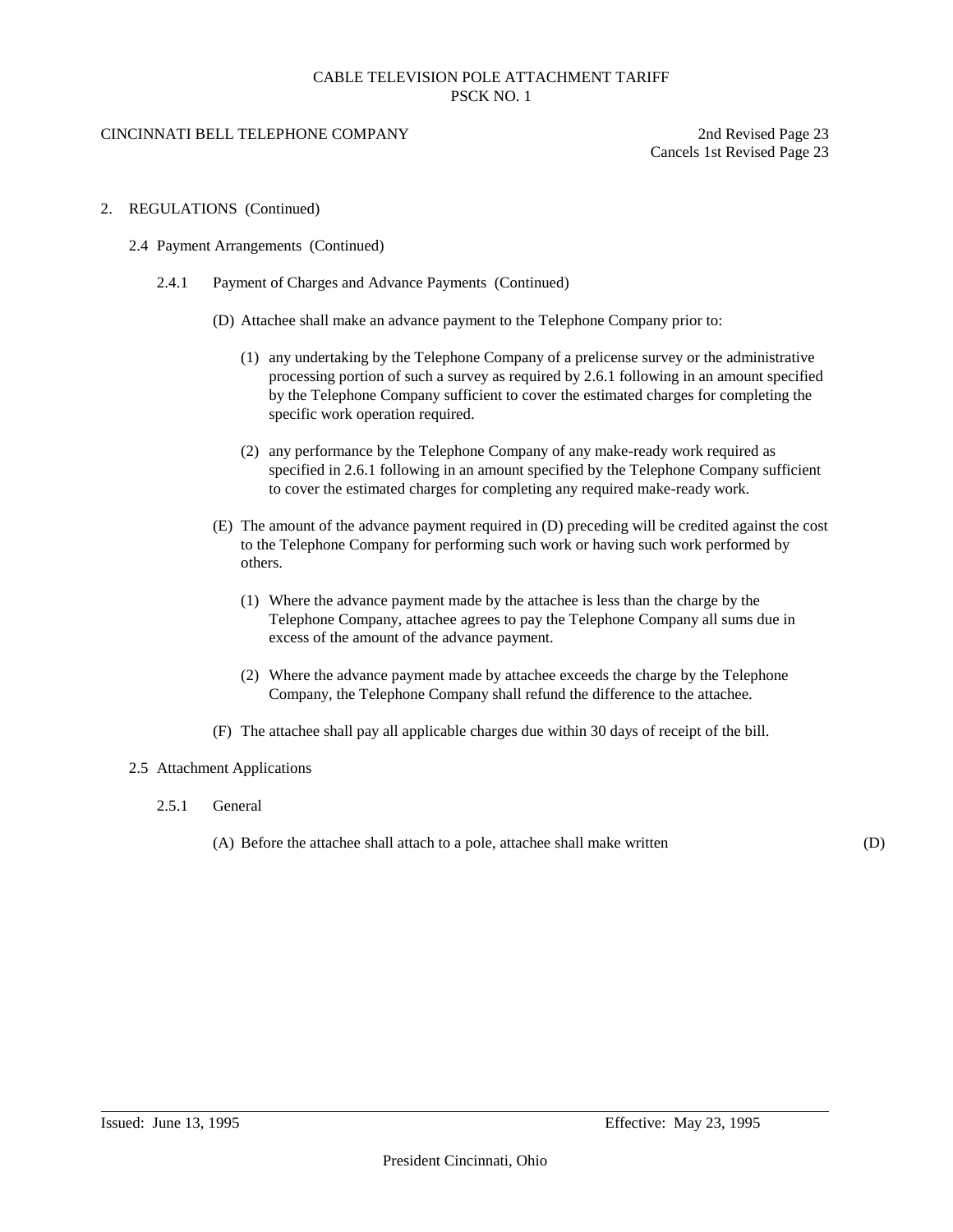2. REGULATIONS (Continued)

2.4 Payment Arrangements (Continued)

2.4.1 Payment of Charges and Advance Payments (Continued)

(D) Attachee shall make an advance payment to the Telephone Company prior to:

(1) any undertaking by the Telephone Company of a prelicense survey or the administrative processing portion of such a survey as required by 2.6.1 following in an amount specified by the Telephone Company sufficient to cover the estimated charges for completing the specific work operation required.

(2) any performance by the Telephone Company of any make-ready work required as specified in 2.6.1 following in an amount specified by the Telephone Company sufficient to cover the estimated charges for completing any required make-ready work.

(E) The amount of the advance payment required in (D) preceding will be credited against the cost to the Telephone Company for performing such work or having such work performed by others.

(1) Where the advance payment made by the attachee is less than the charge by the Telephone Company, attachee agrees to pay the Telephone Company all sums due in excess of the amount of the advance payment.

(2) Where the advance payment made by attachee exceeds the charge by the Telephone Company, the Telephone Company shall refund the difference to the attachee.

(F) The attachee shall pay all applicable charges due within 30 days of receipt of the bill.

2.5 Attachment Applications

2.5.1 General

(A) Before the attachee shall attach to a pole, attachee shall make written (D)

Issued: June 13, 1995 Effective: May 23, 1995

President Cincinnati, Ohio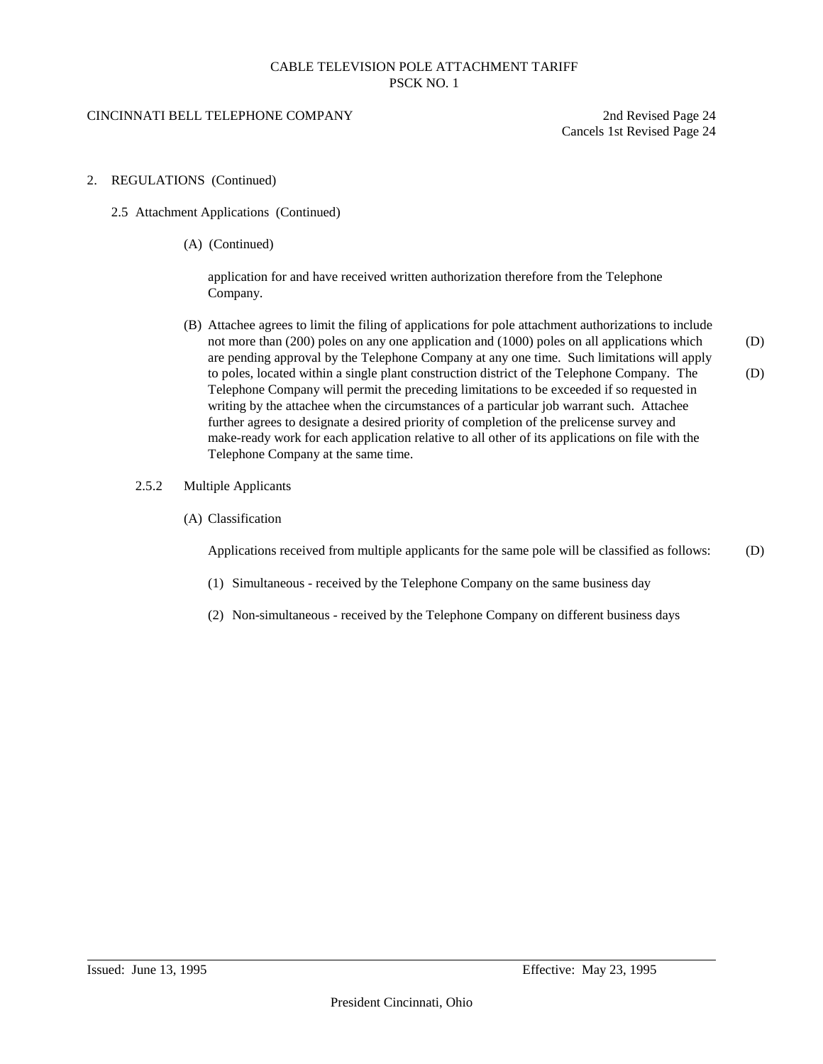2. REGULATIONS (Continued)

2.5 Attachment Applications (Continued)

(A) (Continued)

application for and have received written authorization therefore from the Telephone Company.

(B) Attachee agrees to limit the filing of applications for pole attachment authorizations to include not more than (200) poles on any one application and (1000) poles on all applications which are pending approval by the Telephone Company at any one time. Such limitations will apply to poles, located within a single plant construction district of the Telephone Company. The Telephone Company will permit the preceding limitations to be exceeded if so requested in writing by the attachee when the circumstances of a particular job warrant such. Attachee further agrees to designate a desired priority of completion of the prelicense survey and make-ready work for each application relative to all other of its applications on file with the Telephone Company at the same time. (D) (D)

2.5.2 Multiple Applicants

(A) Classification

Applications received from multiple applicants for the same pole will be classified as follows: (D)

(1) Simultaneous - received by the Telephone Company on the same business day

(2) Non-simultaneous - received by the Telephone Company on different business days

Issued: June 13, 1995 Effective: May 23, 1995

President Cincinnati, Ohio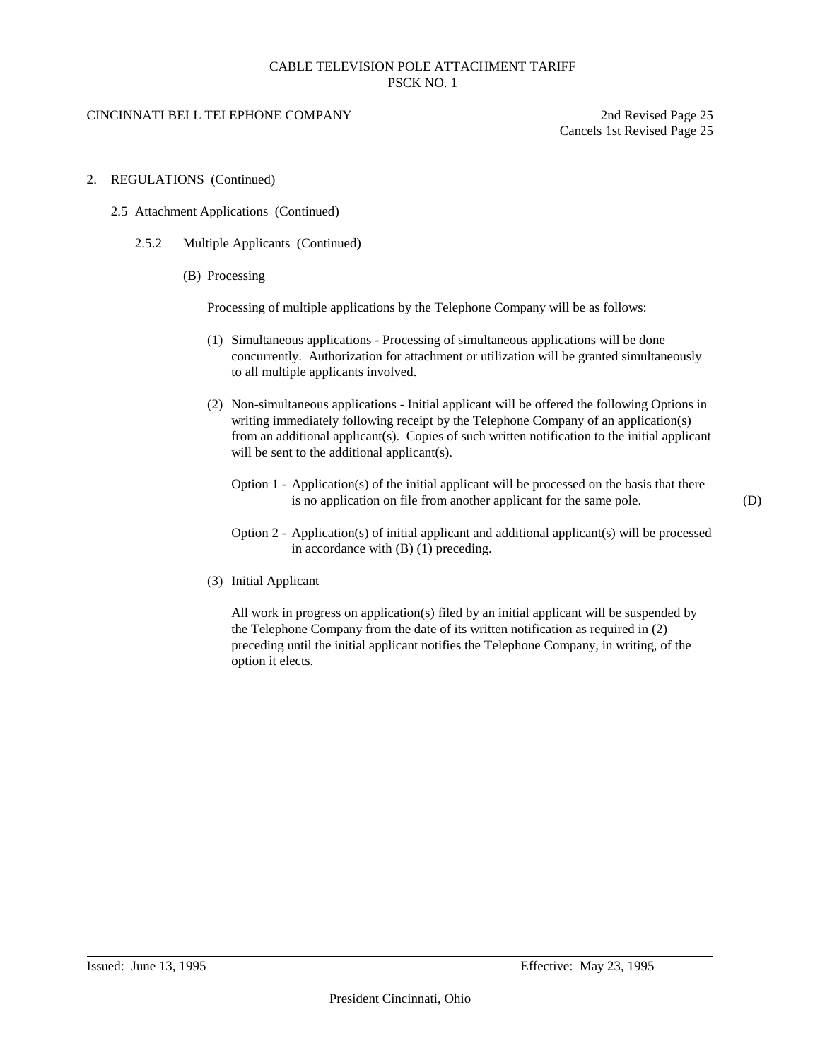2. REGULATIONS (Continued)

2.5 Attachment Applications (Continued)

2.5.2 Multiple Applicants (Continued)

(B) Processing

Processing of multiple applications by the Telephone Company will be as follows:

(1) Simultaneous applications - Processing of simultaneous applications will be done concurrently. Authorization for attachment or utilization will be granted simultaneously to all multiple applicants involved.

(2) Non-simultaneous applications - Initial applicant will be offered the following Options in writing immediately following receipt by the Telephone Company of an application(s) from an additional applicant(s). Copies of such written notification to the initial applicant will be sent to the additional applicant(s).

Option 1 - Application(s) of the initial applicant will be processed on the basis that there is no application on file from another applicant for the same pole. (D)

Option 2 - Application(s) of initial applicant and additional applicant(s) will be processed in accordance with (B) (1) preceding.

(3) Initial Applicant

All work in progress on application(s) filed by an initial applicant will be suspended by the Telephone Company from the date of its written notification as required in (2) preceding until the initial applicant notifies the Telephone Company, in writing, of the option it elects.

Issued: June 13, 1995 Effective: May 23, 1995

President Cincinnati, Ohio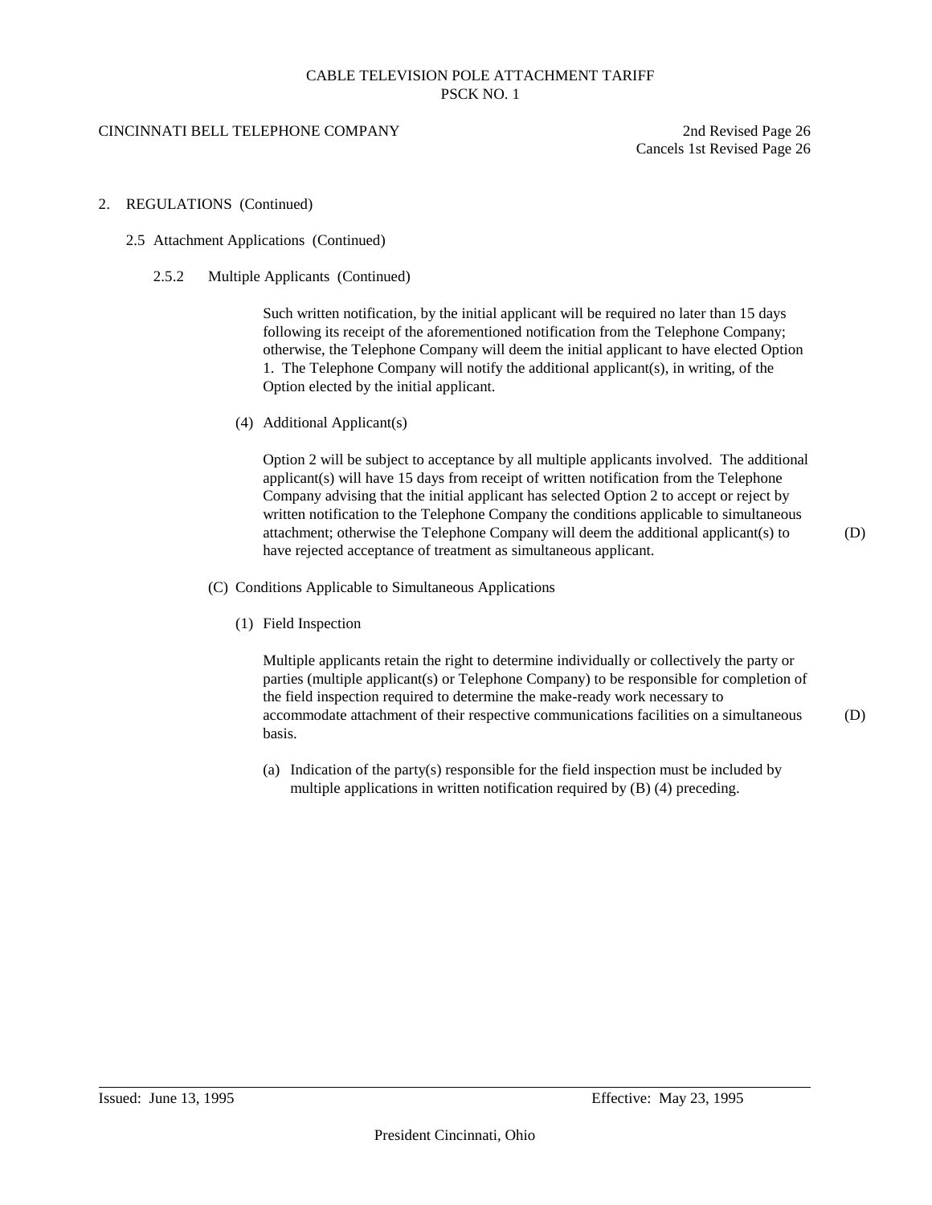2. REGULATIONS (Continued)

2.5 Attachment Applications (Continued)

2.5.2 Multiple Applicants (Continued)

Such written notification, by the initial applicant will be required no later than 15 days following its receipt of the aforementioned notification from the Telephone Company; otherwise, the Telephone Company will deem the initial applicant to have elected Option 1. The Telephone Company will notify the additional applicant(s), in writing, of the Option elected by the initial applicant.

(4) Additional Applicant(s)

Option 2 will be subject to acceptance by all multiple applicants involved. The additional applicant(s) will have 15 days from receipt of written notification from the Telephone Company advising that the initial applicant has selected Option 2 to accept or reject by written notification to the Telephone Company the conditions applicable to simultaneous attachment; otherwise the Telephone Company will deem the additional applicant(s) to have rejected acceptance of treatment as simultaneous applicant. (D)

(C) Conditions Applicable to Simultaneous Applications

(1) Field Inspection

Multiple applicants retain the right to determine individually or collectively the party or parties (multiple applicant(s) or Telephone Company) to be responsible for completion of the field inspection required to determine the make-ready work necessary to accommodate attachment of their respective communications facilities on a simultaneous basis. (D)

(a) Indication of the party(s) responsible for the field inspection must be included by multiple applications in written notification required by (B) (4) preceding.

Issued: June 13, 1995 Effective: May 23, 1995

President Cincinnati, Ohio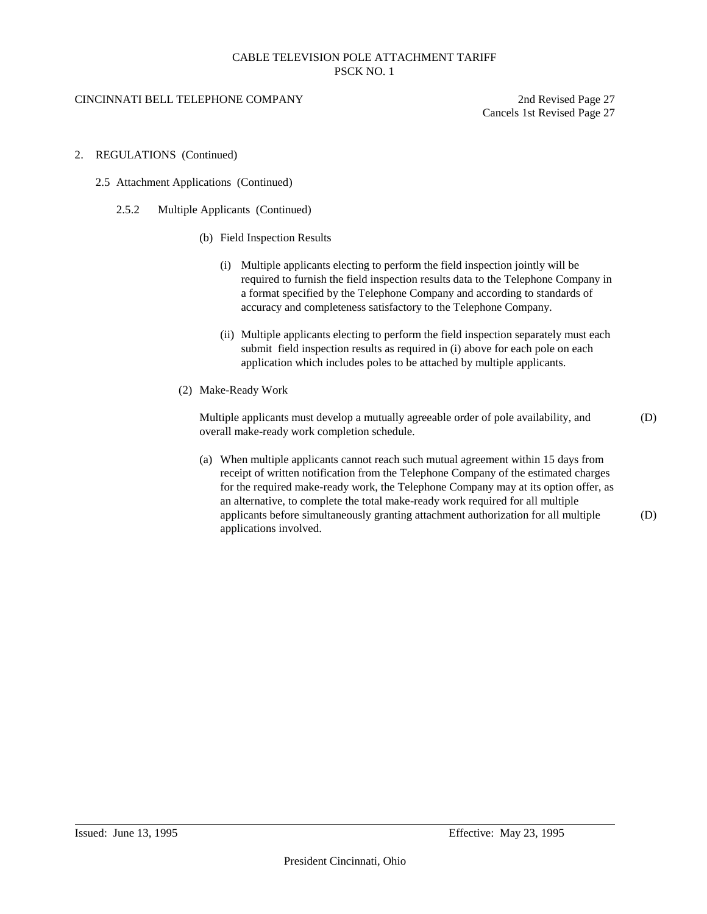2. REGULATIONS (Continued)

2.5 Attachment Applications (Continued)

2.5.2 Multiple Applicants (Continued)

(b) Field Inspection Results

(i) Multiple applicants electing to perform the field inspection jointly will be required to furnish the field inspection results data to the Telephone Company in a format specified by the Telephone Company and according to standards of accuracy and completeness satisfactory to the Telephone Company.

(ii) Multiple applicants electing to perform the field inspection separately must each submit field inspection results as required in (i) above for each pole on each application which includes poles to be attached by multiple applicants.

(2) Make-Ready Work

Multiple applicants must develop a mutually agreeable order of pole availability, and overall make-ready work completion schedule. (D)

(a) When multiple applicants cannot reach such mutual agreement within 15 days from receipt of written notification from the Telephone Company of the estimated charges for the required make-ready work, the Telephone Company may at its option offer, as an alternative, to complete the total make-ready work required for all multiple applicants before simultaneously granting attachment authorization for all multiple applications involved. (D)

Issued: June 13, 1995 Effective: May 23, 1995

President Cincinnati, Ohio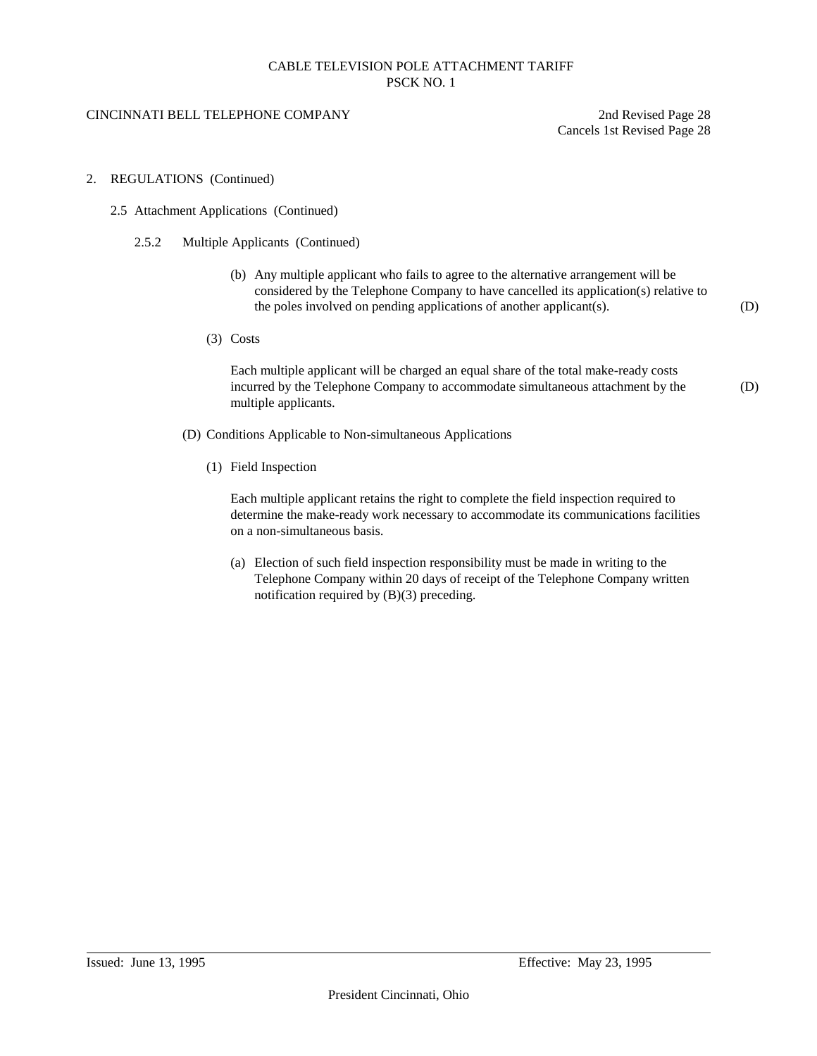CABLE TELEVISION POLE ATTACHMENT TARIFF
PSCK NO. 1

CINCINNATI BELL TELEPHONE COMPANY

2nd Revised Page 28
Cancels 1st Revised Page 28

2. REGULATIONS (Continued)

2.5 Attachment Applications (Continued)

2.5.2 Multiple Applicants (Continued)

(b) Any multiple applicant who fails to agree to the alternative arrangement will be considered by the Telephone Company to have cancelled its application(s) relative to the poles involved on pending applications of another applicant(s). (D)

(3) Costs

Each multiple applicant will be charged an equal share of the total make-ready costs incurred by the Telephone Company to accommodate simultaneous attachment by the multiple applicants. (D)

(D) Conditions Applicable to Non-simultaneous Applications

(1) Field Inspection

Each multiple applicant retains the right to complete the field inspection required to determine the make-ready work necessary to accommodate its communications facilities on a non-simultaneous basis.

(a) Election of such field inspection responsibility must be made in writing to the Telephone Company within 20 days of receipt of the Telephone Company written notification required by (B)(3) preceding.

Issued: June 13, 1995

Effective: May 23, 1995

President Cincinnati, Ohio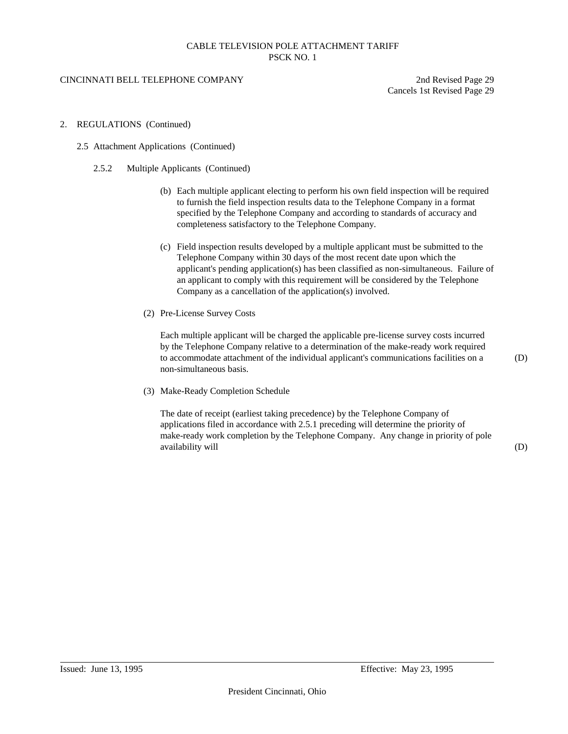CABLE TELEVISION POLE ATTACHMENT TARIFF
PSCK NO. 1

CINCINNATI BELL TELEPHONE COMPANY

2nd Revised Page 29
Cancels 1st Revised Page 29

2. REGULATIONS (Continued)

2.5 Attachment Applications (Continued)

2.5.2 Multiple Applicants (Continued)

(b) Each multiple applicant electing to perform his own field inspection will be required to furnish the field inspection results data to the Telephone Company in a format specified by the Telephone Company and according to standards of accuracy and completeness satisfactory to the Telephone Company.

(c) Field inspection results developed by a multiple applicant must be submitted to the Telephone Company within 30 days of the most recent date upon which the applicant's pending application(s) has been classified as non-simultaneous. Failure of an applicant to comply with this requirement will be considered by the Telephone Company as a cancellation of the application(s) involved.

(2) Pre-License Survey Costs

Each multiple applicant will be charged the applicable pre-license survey costs incurred by the Telephone Company relative to a determination of the make-ready work required to accommodate attachment of the individual applicant's communications facilities on a non-simultaneous basis. (D)

(3) Make-Ready Completion Schedule

The date of receipt (earliest taking precedence) by the Telephone Company of applications filed in accordance with 2.5.1 preceding will determine the priority of make-ready work completion by the Telephone Company. Any change in priority of pole availability will (D)

Issued: June 13, 1995

Effective: May 23, 1995

President Cincinnati, Ohio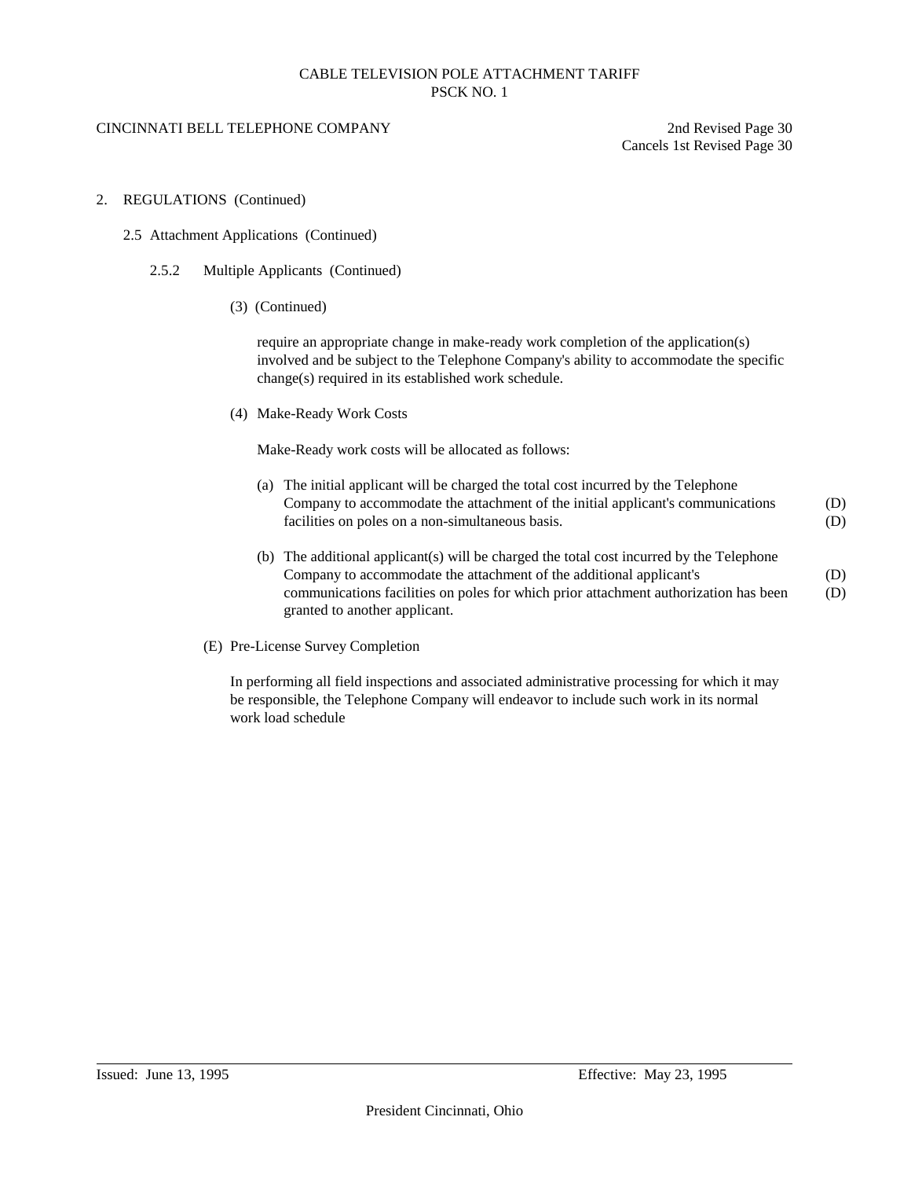CABLE TELEVISION POLE ATTACHMENT TARIFF
PSCK NO. 1

CINCINNATI BELL TELEPHONE COMPANY

2nd Revised Page 30
Cancels 1st Revised Page 30

2. REGULATIONS (Continued)

2.5 Attachment Applications (Continued)

2.5.2 Multiple Applicants (Continued)

(3) (Continued)

require an appropriate change in make-ready work completion of the application(s) involved and be subject to the Telephone Company's ability to accommodate the specific change(s) required in its established work schedule.

(4) Make-Ready Work Costs

Make-Ready work costs will be allocated as follows:

(a) The initial applicant will be charged the total cost incurred by the Telephone Company to accommodate the attachment of the initial applicant's communications facilities on poles on a non-simultaneous basis. (D)

(b) The additional applicant(s) will be charged the total cost incurred by the Telephone Company to accommodate the attachment of the additional applicant's communications facilities on poles for which prior attachment authorization has been granted to another applicant. (D)

(E) Pre-License Survey Completion

In performing all field inspections and associated administrative processing for which it may be responsible, the Telephone Company will endeavor to include such work in its normal work load schedule

Issued: June 13, 1995

Effective: May 23, 1995

President Cincinnati, Ohio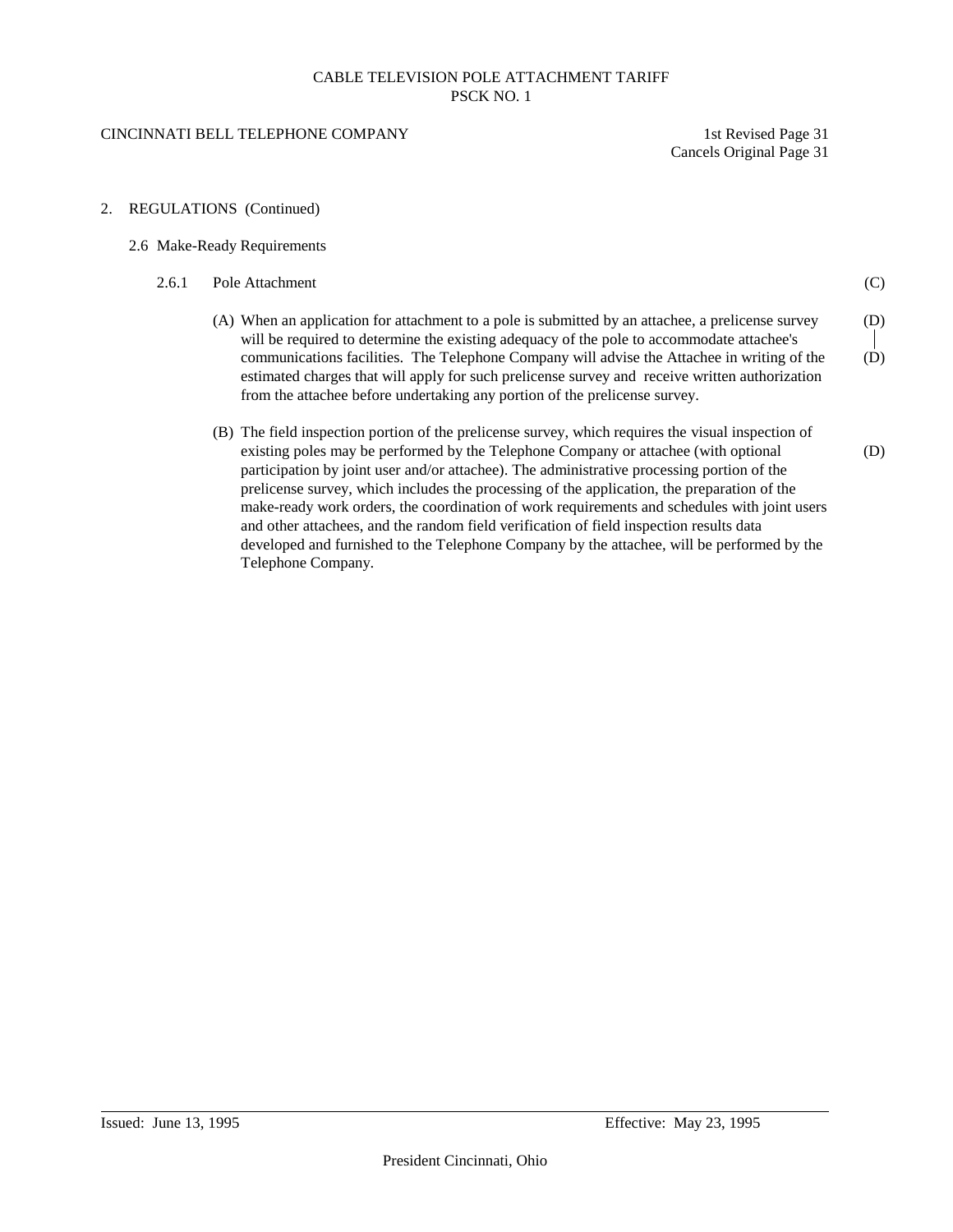2. REGULATIONS (Continued)

2.6 Make-Ready Requirements

2.6.1 Pole Attachment (C)

(A) When an application for attachment to a pole is submitted by an attachee, a prelicense survey will be required to determine the existing adequacy of the pole to accommodate attachee's communications facilities. The Telephone Company will advise the Attachee in writing of the estimated charges that will apply for such prelicense survey and receive written authorization from the attachee before undertaking any portion of the prelicense survey. (D)

(B) The field inspection portion of the prelicense survey, which requires the visual inspection of existing poles may be performed by the Telephone Company or attachee (with optional participation by joint user and/or attachee). The administrative processing portion of the prelicense survey, which includes the processing of the application, the preparation of the make-ready work orders, the coordination of work requirements and schedules with joint users and other attachees, and the random field verification of field inspection results data developed and furnished to the Telephone Company by the attachee, will be performed by the Telephone Company. (D)

Issued: June 13, 1995 Effective: May 23, 1995

President Cincinnati, Ohio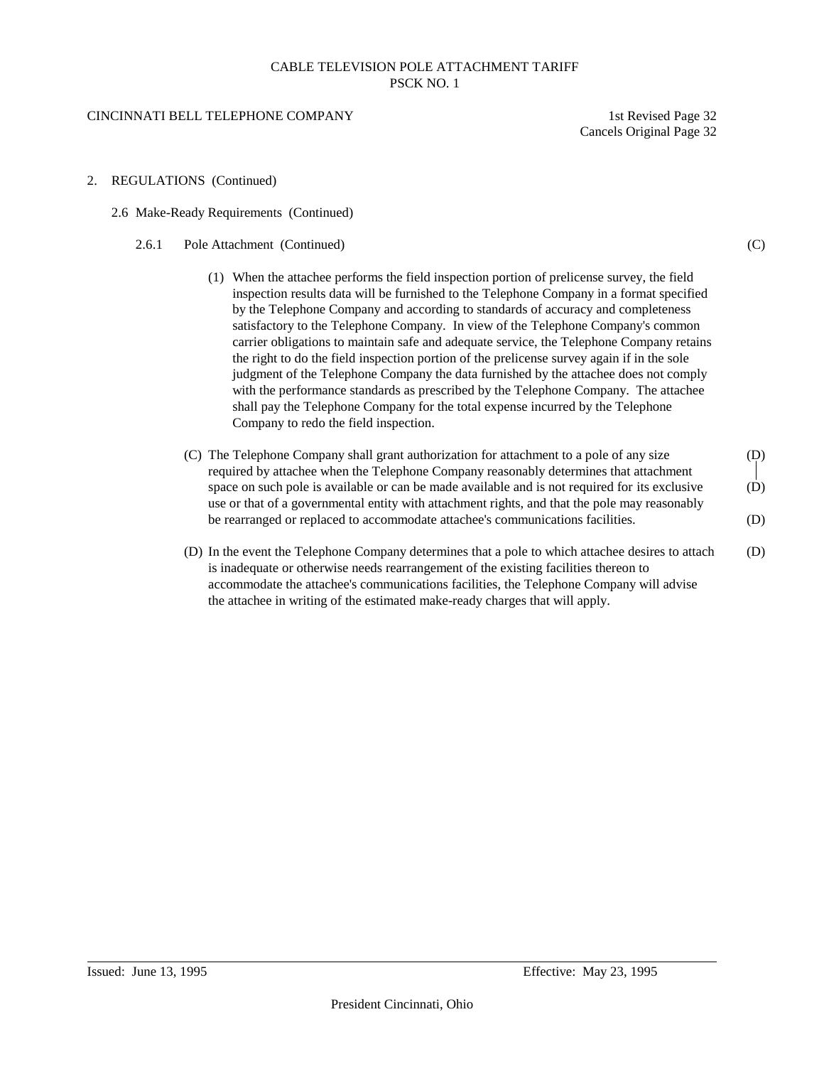2. REGULATIONS (Continued)

2.6 Make-Ready Requirements (Continued)

2.6.1 Pole Attachment (Continued) (C)

(1) When the attachee performs the field inspection portion of prelicense survey, the field inspection results data will be furnished to the Telephone Company in a format specified by the Telephone Company and according to standards of accuracy and completeness satisfactory to the Telephone Company. In view of the Telephone Company's common carrier obligations to maintain safe and adequate service, the Telephone Company retains the right to do the field inspection portion of the prelicense survey again if in the sole judgment of the Telephone Company the data furnished by the attachee does not comply with the performance standards as prescribed by the Telephone Company. The attachee shall pay the Telephone Company for the total expense incurred by the Telephone Company to redo the field inspection.

(C) The Telephone Company shall grant authorization for attachment to a pole of any size required by attachee when the Telephone Company reasonably determines that attachment space on such pole is available or can be made available and is not required for its exclusive use or that of a governmental entity with attachment rights, and that the pole may reasonably be rearranged or replaced to accommodate attachee's communications facilities. (D)

(D) In the event the Telephone Company determines that a pole to which attachee desires to attach is inadequate or otherwise needs rearrangement of the existing facilities thereon to accommodate the attachee's communications facilities, the Telephone Company will advise the attachee in writing of the estimated make-ready charges that will apply. (D)

Issued: June 13, 1995 Effective: May 23, 1995

President Cincinnati, Ohio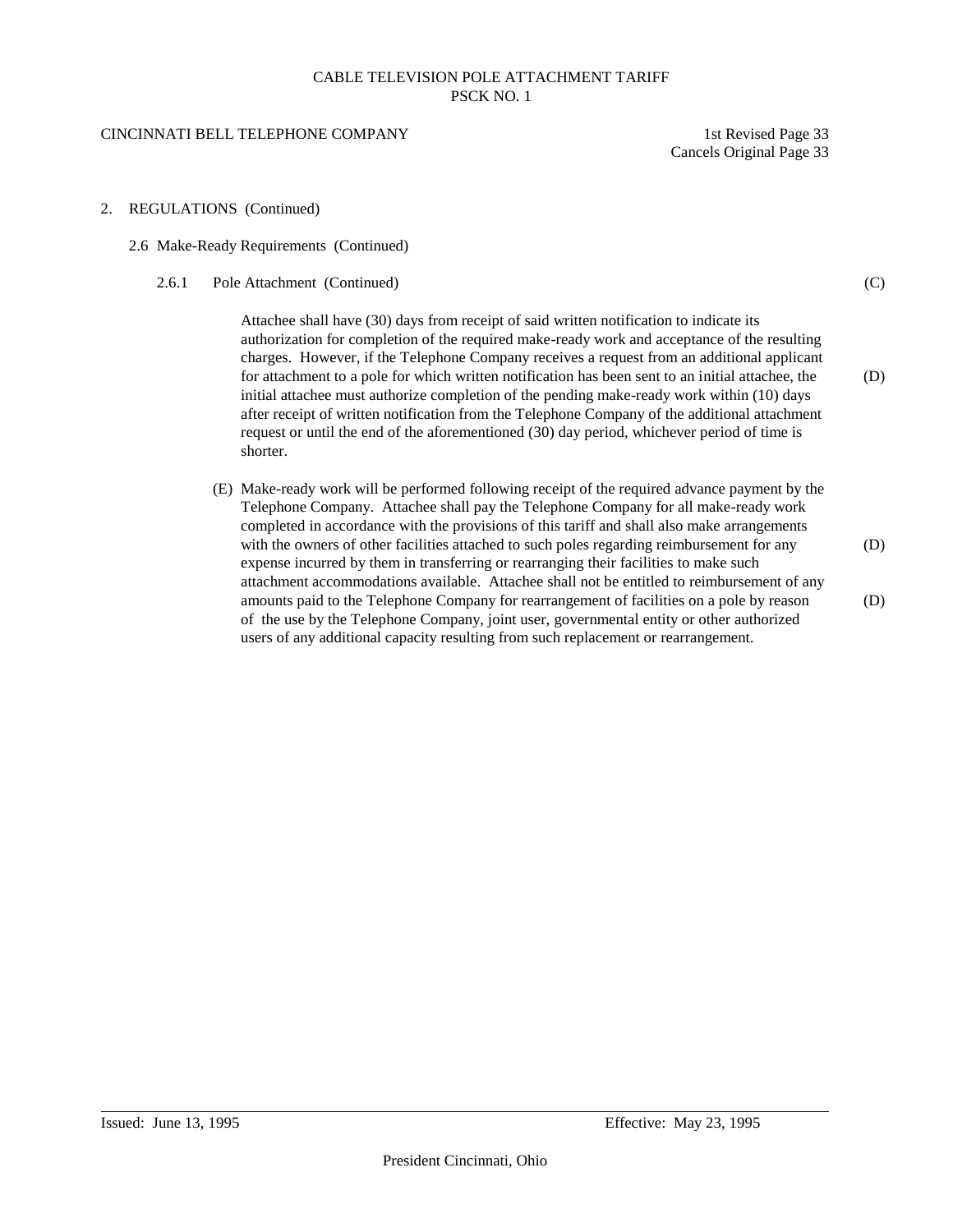CABLE TELEVISION POLE ATTACHMENT TARIFF
PSCK NO. 1

CINCINNATI BELL TELEPHONE COMPANY

1st Revised Page 33
Cancels Original Page 33

2. REGULATIONS (Continued)

2.6 Make-Ready Requirements (Continued)

2.6.1 Pole Attachment (Continued) (C)

Attachee shall have (30) days from receipt of said written notification to indicate its authorization for completion of the required make-ready work and acceptance of the resulting charges. However, if the Telephone Company receives a request from an additional applicant for attachment to a pole for which written notification has been sent to an initial attachee, the initial attachee must authorize completion of the pending make-ready work within (10) days after receipt of written notification from the Telephone Company of the additional attachment request or until the end of the aforementioned (30) day period, whichever period of time is shorter. (D)

(E) Make-ready work will be performed following receipt of the required advance payment by the Telephone Company. Attachee shall pay the Telephone Company for all make-ready work completed in accordance with the provisions of this tariff and shall also make arrangements with the owners of other facilities attached to such poles regarding reimbursement for any expense incurred by them in transferring or rearranging their facilities to make such attachment accommodations available. Attachee shall not be entitled to reimbursement of any amounts paid to the Telephone Company for rearrangement of facilities on a pole by reason of the use by the Telephone Company, joint user, governmental entity or other authorized users of any additional capacity resulting from such replacement or rearrangement. (D) (D)

Issued: June 13, 1995

Effective: May 23, 1995

President Cincinnati, Ohio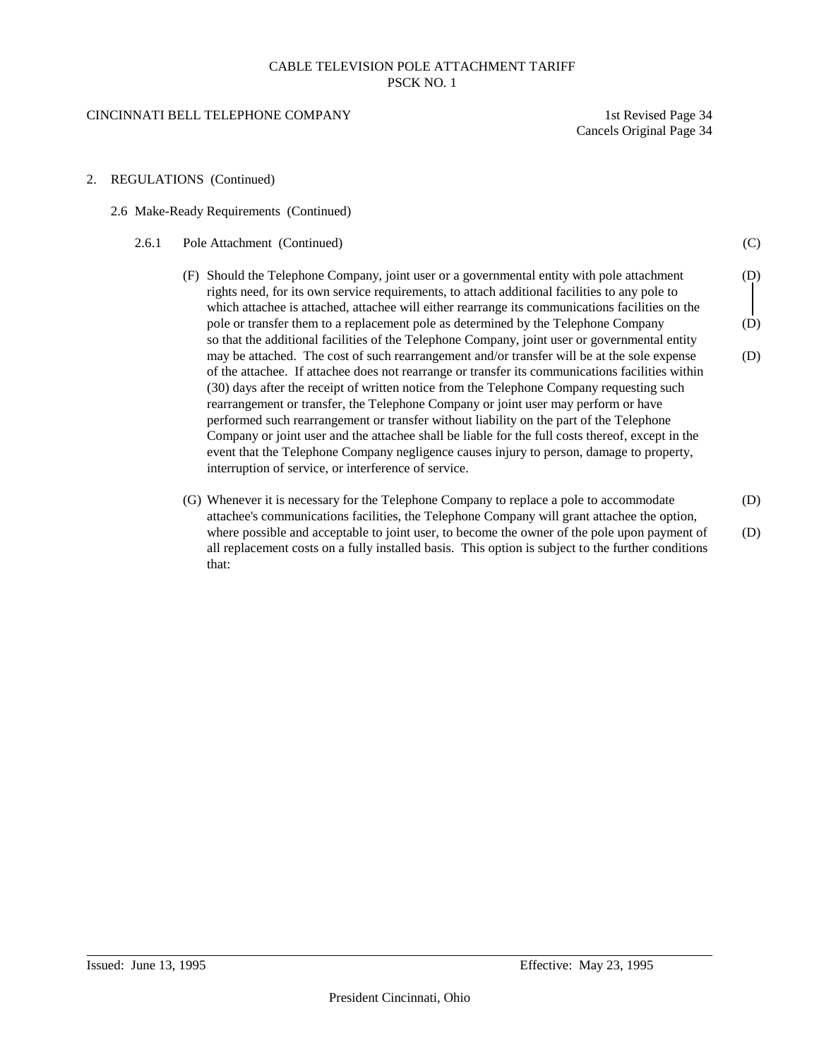2. REGULATIONS (Continued)

2.6 Make-Ready Requirements (Continued)

2.6.1 Pole Attachment (Continued) (C)

(F) Should the Telephone Company, joint user or a governmental entity with pole attachment rights need, for its own service requirements, to attach additional facilities to any pole to which attachee is attached, attachee will either rearrange its communications facilities on the pole or transfer them to a replacement pole as determined by the Telephone Company so that the additional facilities of the Telephone Company, joint user or governmental entity may be attached. The cost of such rearrangement and/or transfer will be at the sole expense of the attachee. If attachee does not rearrange or transfer its communications facilities within (30) days after the receipt of written notice from the Telephone Company requesting such rearrangement or transfer, the Telephone Company or joint user may perform or have performed such rearrangement or transfer without liability on the part of the Telephone Company or joint user and the attachee shall be liable for the full costs thereof, except in the event that the Telephone Company negligence causes injury to person, damage to property, interruption of service, or interference of service. (D) (D) (D)

(G) Whenever it is necessary for the Telephone Company to replace a pole to accommodate attachee's communications facilities, the Telephone Company will grant attachee the option, where possible and acceptable to joint user, to become the owner of the pole upon payment of all replacement costs on a fully installed basis. This option is subject to the further conditions that: (D) (D)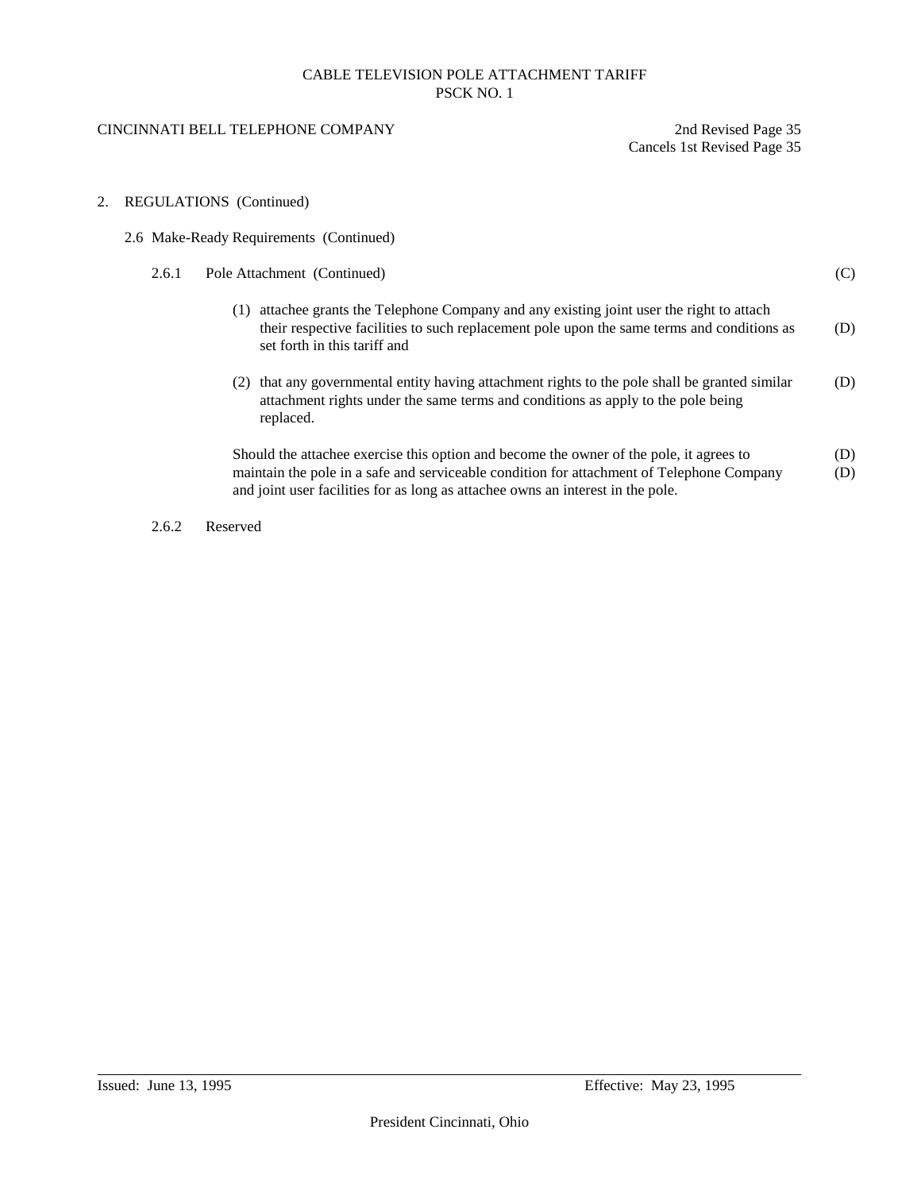CABLE TELEVISION POLE ATTACHMENT TARIFF
PSCK NO. 1

CINCINNATI BELL TELEPHONE COMPANY

2nd Revised Page 35
Cancels 1st Revised Page 35

2. REGULATIONS (Continued)

2.6 Make-Ready Requirements (Continued)

2.6.1 Pole Attachment (Continued) (C)

(1) attachee grants the Telephone Company and any existing joint user the right to attach their respective facilities to such replacement pole upon the same terms and conditions as set forth in this tariff and (D)

(2) that any governmental entity having attachment rights to the pole shall be granted similar attachment rights under the same terms and conditions as apply to the pole being replaced. (D)

Should the attachee exercise this option and become the owner of the pole, it agrees to maintain the pole in a safe and serviceable condition for attachment of Telephone Company and joint user facilities for as long as attachee owns an interest in the pole. (D) (D)

2.6.2 Reserved

Issued: June 13, 1995

Effective: May 23, 1995

President Cincinnati, Ohio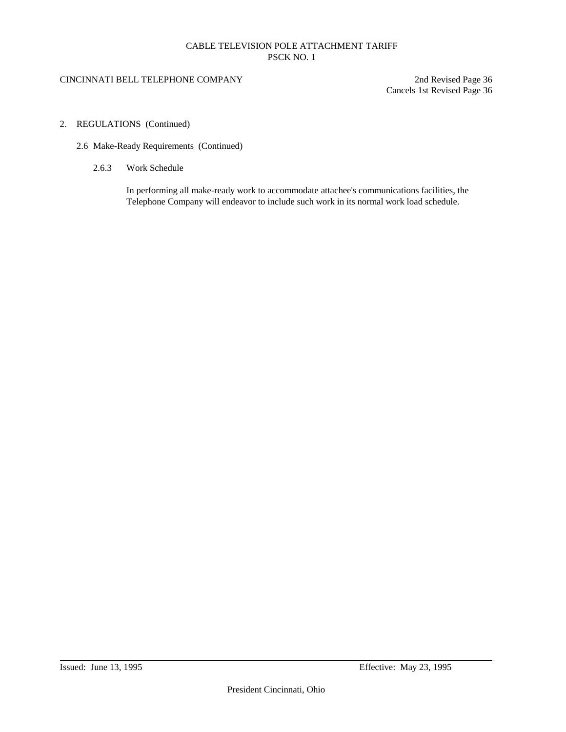## 2. REGULATIONS (Continued)

### 2.6 Make-Ready Requirements (Continued)

#### 2.6.3 Work Schedule

In performing all make-ready work to accommodate attachee's communications facilities, the Telephone Company will endeavor to include such work in its normal work load schedule.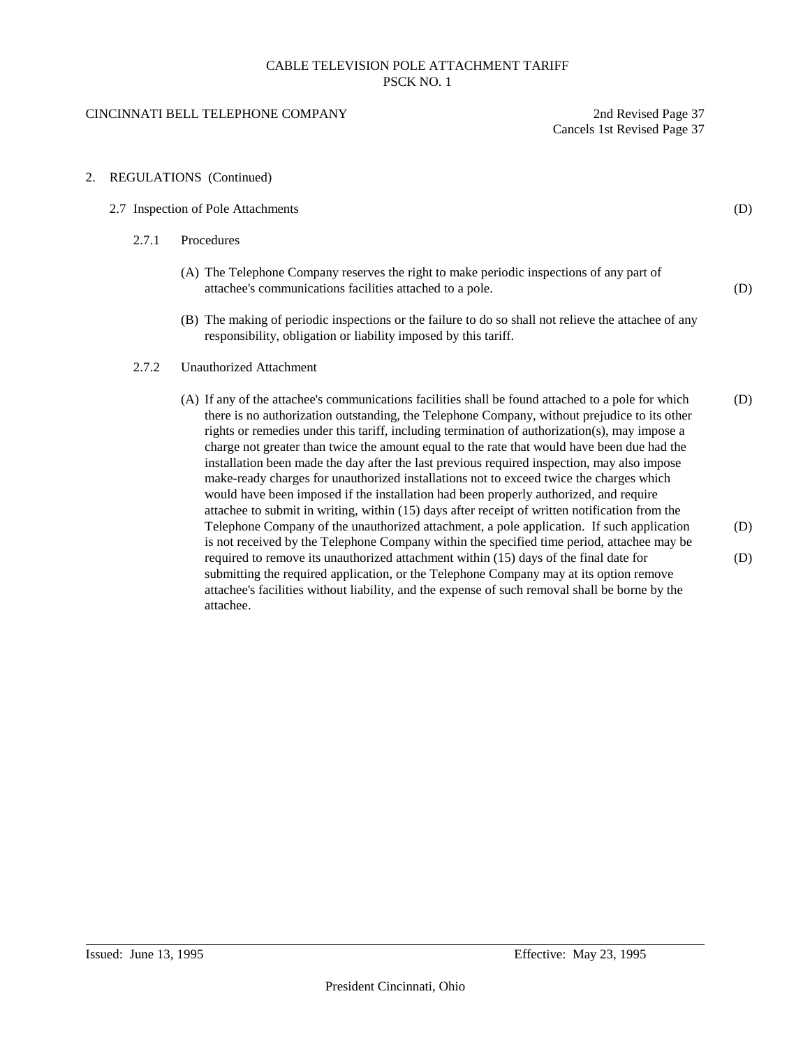CABLE TELEVISION POLE ATTACHMENT TARIFF
PSCK NO. 1

CINCINNATI BELL TELEPHONE COMPANY

2nd Revised Page 37
Cancels 1st Revised Page 37

## 2. REGULATIONS (Continued)

### 2.7 Inspection of Pole Attachments (D)

#### 2.7.1 Procedures

(A) The Telephone Company reserves the right to make periodic inspections of any part of attachee's communications facilities attached to a pole. (D)

(B) The making of periodic inspections or the failure to do so shall not relieve the attachee of any responsibility, obligation or liability imposed by this tariff.

#### 2.7.2 Unauthorized Attachment

(A) If any of the attachee's communications facilities shall be found attached to a pole for which there is no authorization outstanding, the Telephone Company, without prejudice to its other rights or remedies under this tariff, including termination of authorization(s), may impose a charge not greater than twice the amount equal to the rate that would have been due had the installation been made the day after the last previous required inspection, may also impose make-ready charges for unauthorized installations not to exceed twice the charges which would have been imposed if the installation had been properly authorized, and require attachee to submit in writing, within (15) days after receipt of written notification from the Telephone Company of the unauthorized attachment, a pole application. If such application is not received by the Telephone Company within the specified time period, attachee may be required to remove its unauthorized attachment within (15) days of the final date for submitting the required application, or the Telephone Company may at its option remove attachee's facilities without liability, and the expense of such removal shall be borne by the attachee. (D)

Issued: June 13, 1995

Effective: May 23, 1995

President Cincinnati, Ohio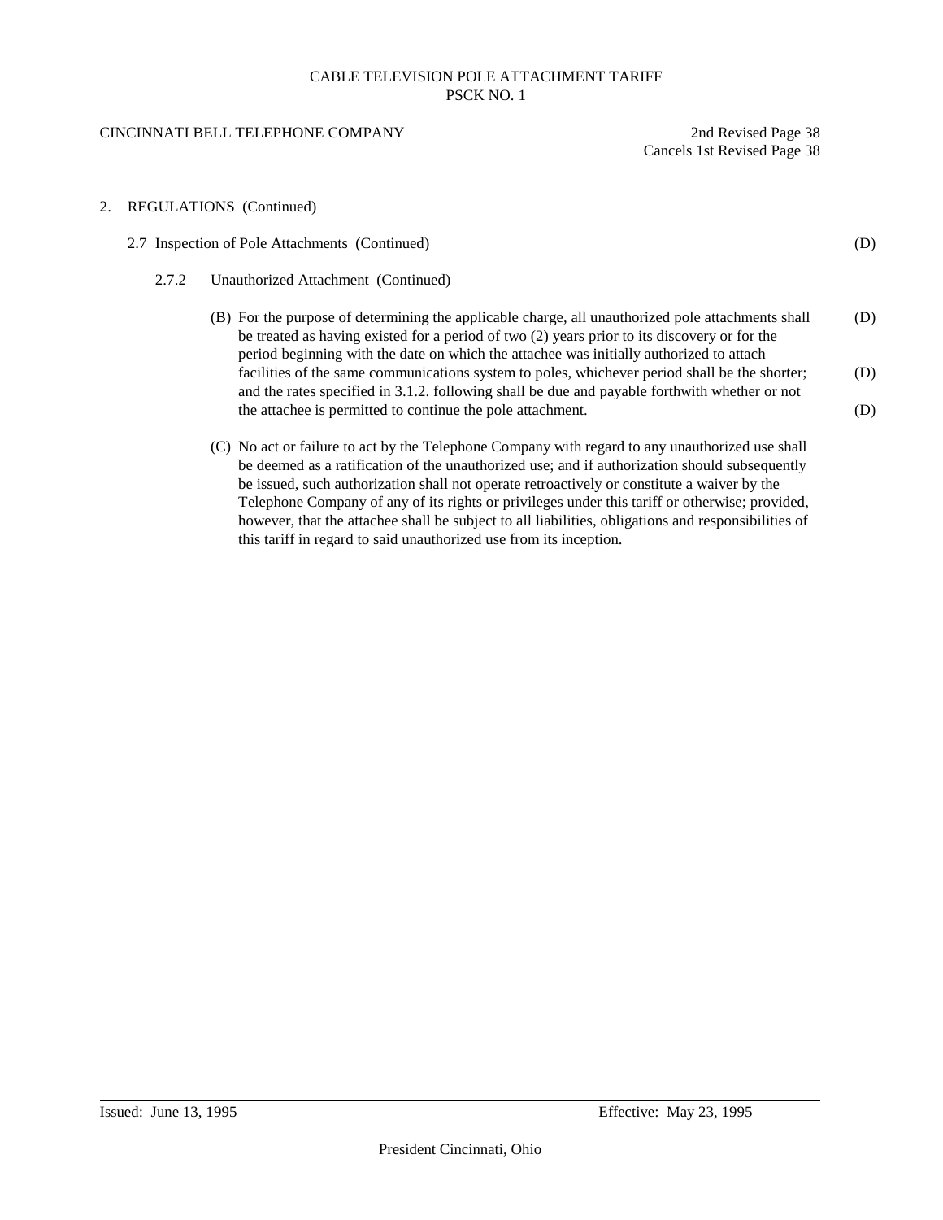2. REGULATIONS (Continued)

2.7 Inspection of Pole Attachments (Continued) (D)

2.7.2 Unauthorized Attachment (Continued)

(B) For the purpose of determining the applicable charge, all unauthorized pole attachments shall be treated as having existed for a period of two (2) years prior to its discovery or for the period beginning with the date on which the attachee was initially authorized to attach facilities of the same communications system to poles, whichever period shall be the shorter; and the rates specified in 3.1.2. following shall be due and payable forthwith whether or not the attachee is permitted to continue the pole attachment. (D) (D) (D)

(C) No act or failure to act by the Telephone Company with regard to any unauthorized use shall be deemed as a ratification of the unauthorized use; and if authorization should subsequently be issued, such authorization shall not operate retroactively or constitute a waiver by the Telephone Company of any of its rights or privileges under this tariff or otherwise; provided, however, that the attachee shall be subject to all liabilities, obligations and responsibilities of this tariff in regard to said unauthorized use from its inception.

Issued: June 13, 1995 Effective: May 23, 1995

President Cincinnati, Ohio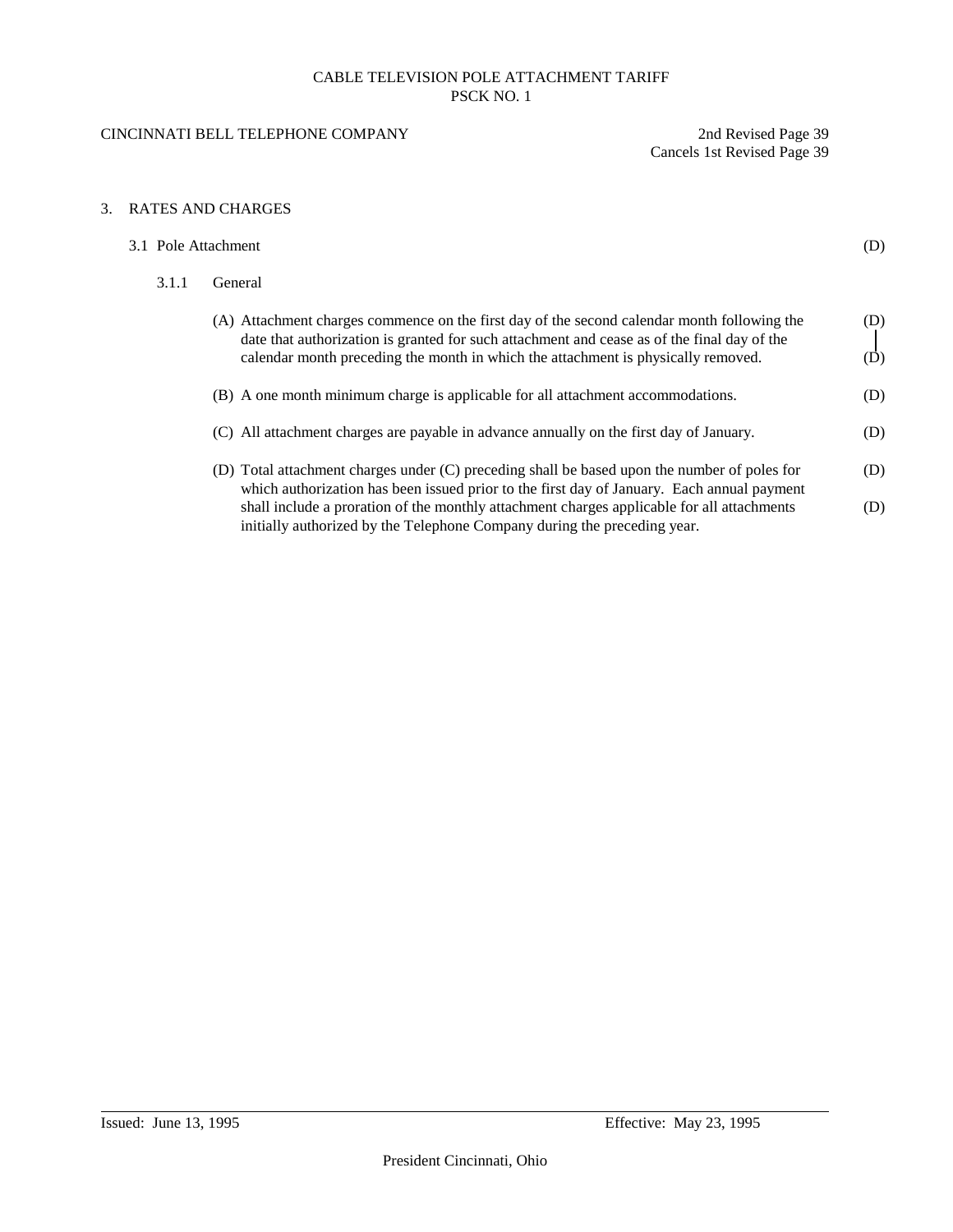CABLE TELEVISION POLE ATTACHMENT TARIFF
PSCK NO. 1

CINCINNATI BELL TELEPHONE COMPANY

2nd Revised Page 39
Cancels 1st Revised Page 39

## 3. RATES AND CHARGES

### 3.1 Pole Attachment (D)

#### 3.1.1 General

(A) Attachment charges commence on the first day of the second calendar month following the date that authorization is granted for such attachment and cease as of the final day of the calendar month preceding the month in which the attachment is physically removed. (D)

(B) A one month minimum charge is applicable for all attachment accommodations. (D)

(C) All attachment charges are payable in advance annually on the first day of January. (D)

(D) Total attachment charges under (C) preceding shall be based upon the number of poles for which authorization has been issued prior to the first day of January. Each annual payment shall include a proration of the monthly attachment charges applicable for all attachments initially authorized by the Telephone Company during the preceding year. (D)

Issued: June 13, 1995

Effective: May 23, 1995

President Cincinnati, Ohio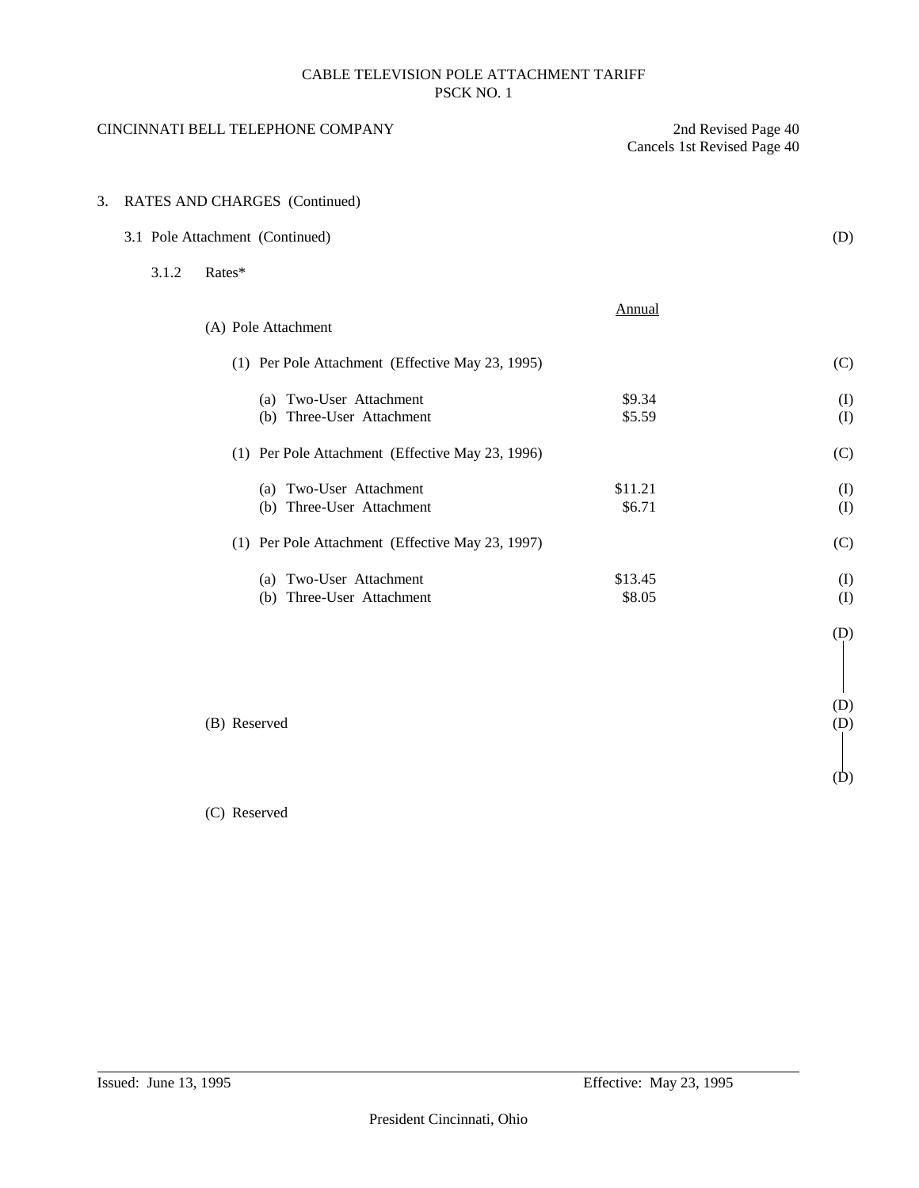CABLE TELEVISION POLE ATTACHMENT TARIFF
PSCK NO. 1

CINCINNATI BELL TELEPHONE COMPANY

2nd Revised Page 40
Cancels 1st Revised Page 40

3. RATES AND CHARGES (Continued)

3.1 Pole Attachment (Continued) (D)

3.1.2 Rates*

| | Annual | |
|---|---|---|
| (A) Pole Attachment | | |
| (1) Per Pole Attachment (Effective May 23, 1995) | | (C) |
| (a) Two-User Attachment | $9.34 | (I) |
| (b) Three-User Attachment | $5.59 | (I) |
| (1) Per Pole Attachment (Effective May 23, 1996) | | (C) |
| (a) Two-User Attachment | $11.21 | (I) |
| (b) Three-User Attachment | $6.71 | (I) |
| (1) Per Pole Attachment (Effective May 23, 1997) | | (C) |
| (a) Two-User Attachment | $13.45 | (I) |
| (b) Three-User Attachment | $8.05 | (I) |

(D)

(D)

(B) Reserved (D)

(D)

(C) Reserved

Issued: June 13, 1995

Effective: May 23, 1995

President Cincinnati, Ohio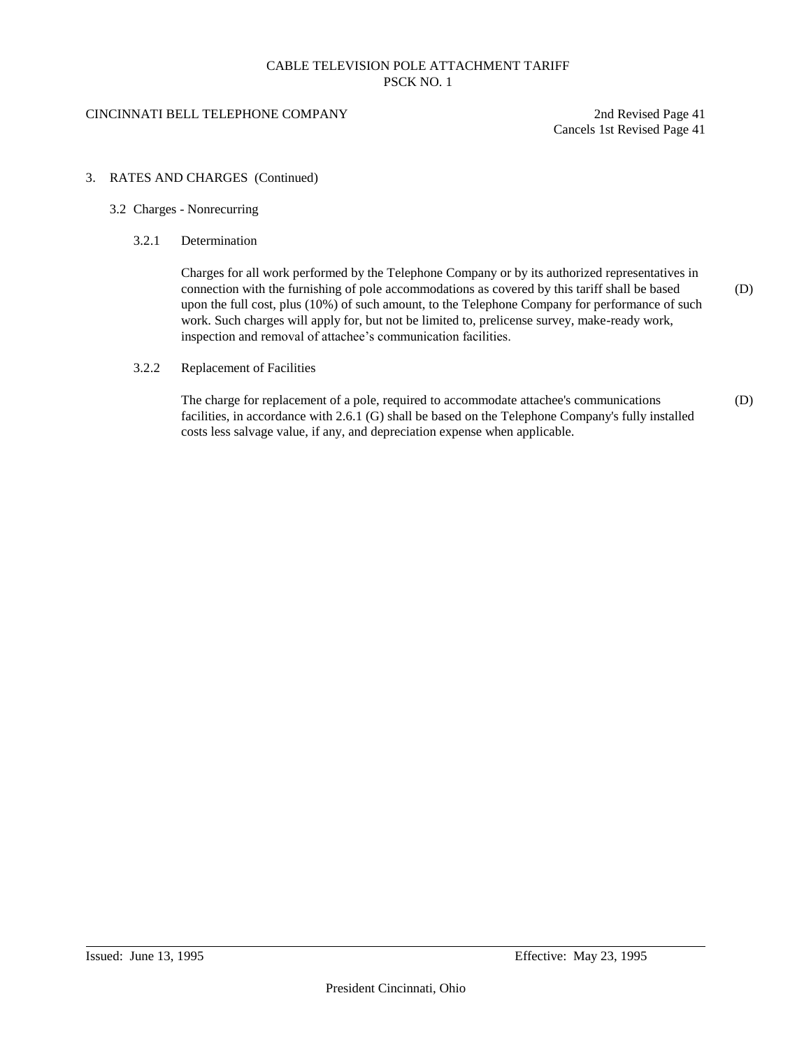## 3. RATES AND CHARGES (Continued)

### 3.2 Charges - Nonrecurring

#### 3.2.1 Determination

Charges for all work performed by the Telephone Company or by its authorized representatives in connection with the furnishing of pole accommodations as covered by this tariff shall be based upon the full cost, plus (10%) of such amount, to the Telephone Company for performance of such work. Such charges will apply for, but not be limited to, prelicense survey, make-ready work, inspection and removal of attachee's communication facilities. (D)

#### 3.2.2 Replacement of Facilities

The charge for replacement of a pole, required to accommodate attachee's communications facilities, in accordance with 2.6.1 (G) shall be based on the Telephone Company's fully installed costs less salvage value, if any, and depreciation expense when applicable. (D)